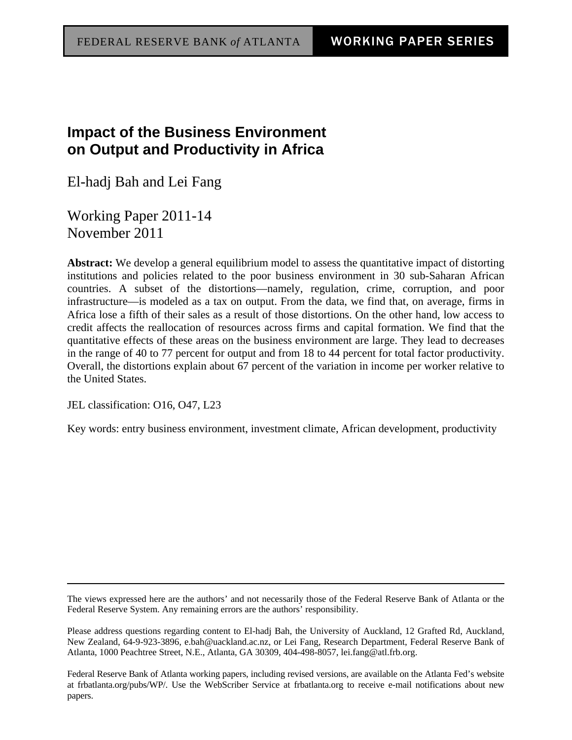FEDERAL RESERVE BANK *of* ATLANTA **WORKING PAPER SERIES**

# Impact of the Business Environment on Output and Productivity in Africa

El-hadj Bah and Lei Fang

Working Paper 2011-14
November 2011

**Abstract:** We develop a general equilibrium model to assess the quantitative impact of distorting institutions and policies related to the poor business environment in 30 sub-Saharan African countries. A subset of the distortions—namely, regulation, crime, corruption, and poor infrastructure—is modeled as a tax on output. From the data, we find that, on average, firms in Africa lose a fifth of their sales as a result of those distortions. On the other hand, low access to credit affects the reallocation of resources across firms and capital formation. We find that the quantitative effects of these areas on the business environment are large. They lead to decreases in the range of 40 to 77 percent for output and from 18 to 44 percent for total factor productivity. Overall, the distortions explain about 67 percent of the variation in income per worker relative to the United States.

JEL classification: O16, O47, L23

Key words: entry business environment, investment climate, African development, productivity

---

The views expressed here are the authors' and not necessarily those of the Federal Reserve Bank of Atlanta or the Federal Reserve System. Any remaining errors are the authors' responsibility.

Please address questions regarding content to El-hadj Bah, the University of Auckland, 12 Grafted Rd, Auckland, New Zealand, 64-9-923-3896, e.bah@uackland.ac.nz, or Lei Fang, Research Department, Federal Reserve Bank of Atlanta, 1000 Peachtree Street, N.E., Atlanta, GA 30309, 404-498-8057, lei.fang@atl.frb.org.

Federal Reserve Bank of Atlanta working papers, including revised versions, are available on the Atlanta Fed's website at frbatlanta.org/pubs/WP/. Use the WebScriber Service at frbatlanta.org to receive e-mail notifications about new papers.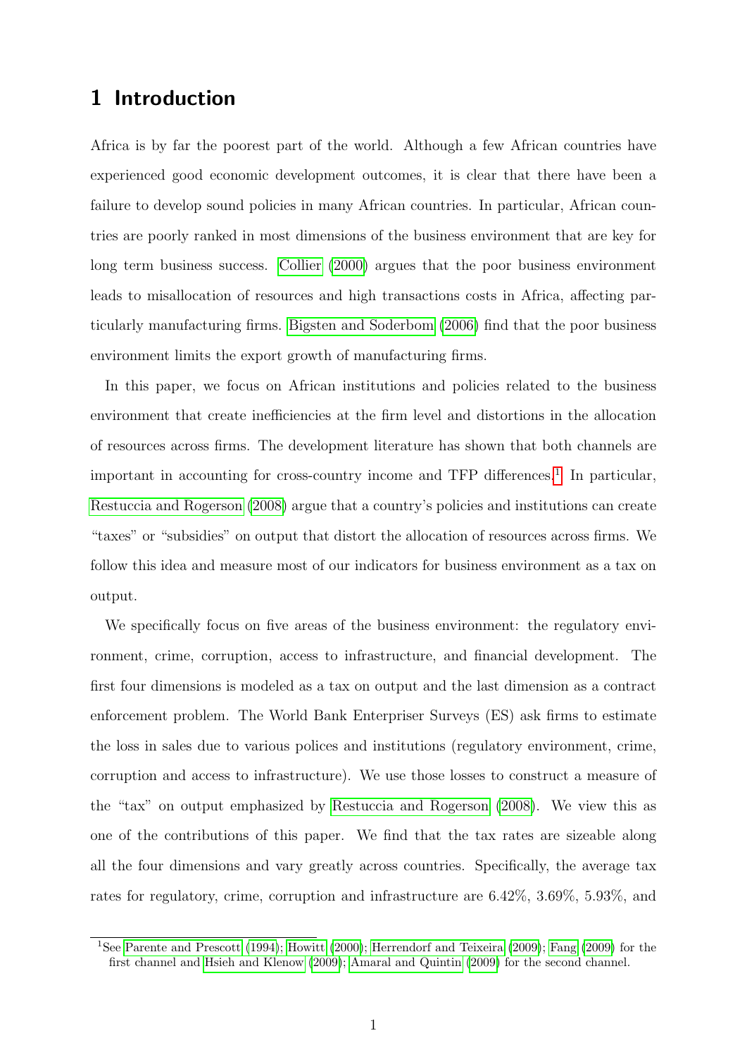# 1 Introduction

Africa is by far the poorest part of the world. Although a few African countries have experienced good economic development outcomes, it is clear that there have been a failure to develop sound policies in many African countries. In particular, African countries are poorly ranked in most dimensions of the business environment that are key for long term business success. Collier (2000) argues that the poor business environment leads to misallocation of resources and high transactions costs in Africa, affecting particularly manufacturing firms. Bigsten and Soderbom (2006) find that the poor business environment limits the export growth of manufacturing firms.

In this paper, we focus on African institutions and policies related to the business environment that create inefficiencies at the firm level and distortions in the allocation of resources across firms. The development literature has shown that both channels are important in accounting for cross-country income and TFP differences.[1] In particular, Restuccia and Rogerson (2008) argue that a country's policies and institutions can create "taxes" or "subsidies" on output that distort the allocation of resources across firms. We follow this idea and measure most of our indicators for business environment as a tax on output.

We specifically focus on five areas of the business environment: the regulatory environment, crime, corruption, access to infrastructure, and financial development. The first four dimensions is modeled as a tax on output and the last dimension as a contract enforcement problem. The World Bank Enterpriser Surveys (ES) ask firms to estimate the loss in sales due to various polices and institutions (regulatory environment, crime, corruption and access to infrastructure). We use those losses to construct a measure of the "tax" on output emphasized by Restuccia and Rogerson (2008). We view this as one of the contributions of this paper. We find that the tax rates are sizeable along all the four dimensions and vary greatly across countries. Specifically, the average tax rates for regulatory, crime, corruption and infrastructure are 6.42%, 3.69%, 5.93%, and

[1] See Parente and Prescott (1994); Howitt (2000); Herrendorf and Teixeira (2009); Fang (2009) for the first channel and Hsieh and Klenow (2009); Amaral and Quintin (2009) for the second channel.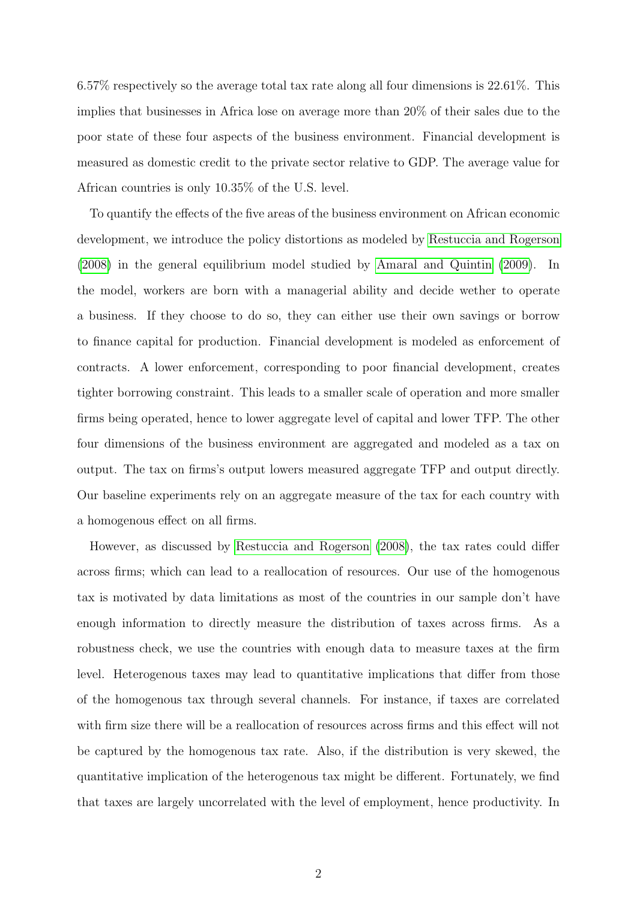6.57% respectively so the average total tax rate along all four dimensions is 22.61%. This implies that businesses in Africa lose on average more than 20% of their sales due to the poor state of these four aspects of the business environment. Financial development is measured as domestic credit to the private sector relative to GDP. The average value for African countries is only 10.35% of the U.S. level.

To quantify the effects of the five areas of the business environment on African economic development, we introduce the policy distortions as modeled by Restuccia and Rogerson (2008) in the general equilibrium model studied by Amaral and Quintin (2009). In the model, workers are born with a managerial ability and decide wether to operate a business. If they choose to do so, they can either use their own savings or borrow to finance capital for production. Financial development is modeled as enforcement of contracts. A lower enforcement, corresponding to poor financial development, creates tighter borrowing constraint. This leads to a smaller scale of operation and more smaller firms being operated, hence to lower aggregate level of capital and lower TFP. The other four dimensions of the business environment are aggregated and modeled as a tax on output. The tax on firms's output lowers measured aggregate TFP and output directly. Our baseline experiments rely on an aggregate measure of the tax for each country with a homogenous effect on all firms.

However, as discussed by Restuccia and Rogerson (2008), the tax rates could differ across firms; which can lead to a reallocation of resources. Our use of the homogenous tax is motivated by data limitations as most of the countries in our sample don't have enough information to directly measure the distribution of taxes across firms. As a robustness check, we use the countries with enough data to measure taxes at the firm level. Heterogenous taxes may lead to quantitative implications that differ from those of the homogenous tax through several channels. For instance, if taxes are correlated with firm size there will be a reallocation of resources across firms and this effect will not be captured by the homogenous tax rate. Also, if the distribution is very skewed, the quantitative implication of the heterogenous tax might be different. Fortunately, we find that taxes are largely uncorrelated with the level of employment, hence productivity. In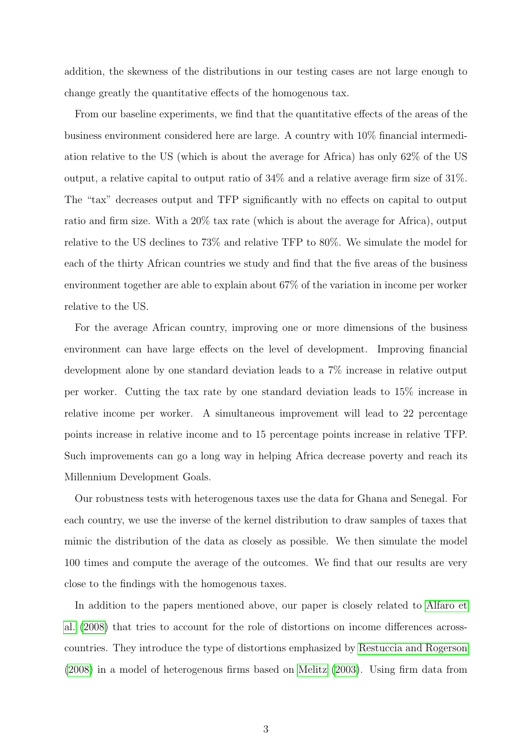addition, the skewness of the distributions in our testing cases are not large enough to change greatly the quantitative effects of the homogenous tax.

From our baseline experiments, we find that the quantitative effects of the areas of the business environment considered here are large. A country with 10% financial intermediation relative to the US (which is about the average for Africa) has only 62% of the US output, a relative capital to output ratio of 34% and a relative average firm size of 31%. The "tax" decreases output and TFP significantly with no effects on capital to output ratio and firm size. With a 20% tax rate (which is about the average for Africa), output relative to the US declines to 73% and relative TFP to 80%. We simulate the model for each of the thirty African countries we study and find that the five areas of the business environment together are able to explain about 67% of the variation in income per worker relative to the US.

For the average African country, improving one or more dimensions of the business environment can have large effects on the level of development. Improving financial development alone by one standard deviation leads to a 7% increase in relative output per worker. Cutting the tax rate by one standard deviation leads to 15% increase in relative income per worker. A simultaneous improvement will lead to 22 percentage points increase in relative income and to 15 percentage points increase in relative TFP. Such improvements can go a long way in helping Africa decrease poverty and reach its Millennium Development Goals.

Our robustness tests with heterogenous taxes use the data for Ghana and Senegal. For each country, we use the inverse of the kernel distribution to draw samples of taxes that mimic the distribution of the data as closely as possible. We then simulate the model 100 times and compute the average of the outcomes. We find that our results are very close to the findings with the homogenous taxes.

In addition to the papers mentioned above, our paper is closely related to Alfaro et al. (2008) that tries to account for the role of distortions on income differences across-countries. They introduce the type of distortions emphasized by Restuccia and Rogerson (2008) in a model of heterogenous firms based on Melitz (2003). Using firm data from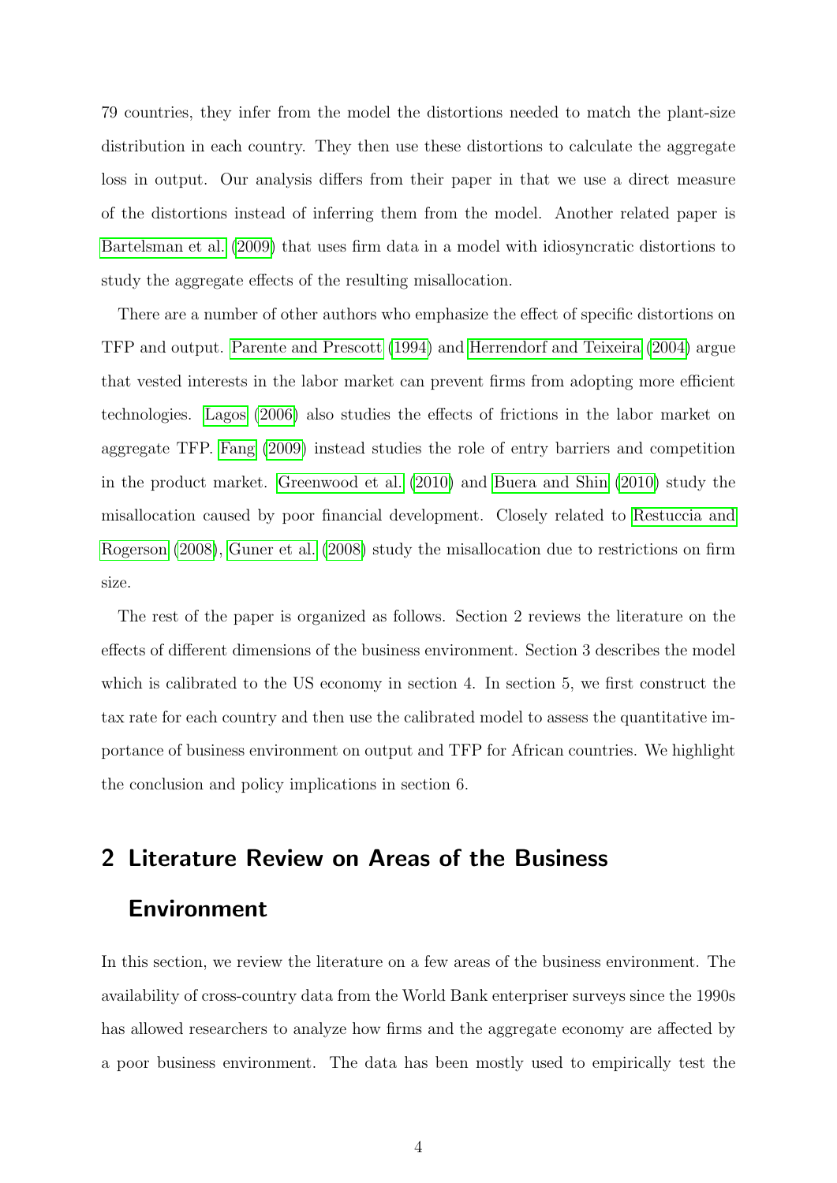79 countries, they infer from the model the distortions needed to match the plant-size distribution in each country. They then use these distortions to calculate the aggregate loss in output. Our analysis differs from their paper in that we use a direct measure of the distortions instead of inferring them from the model. Another related paper is Bartelsman et al. (2009) that uses firm data in a model with idiosyncratic distortions to study the aggregate effects of the resulting misallocation.

There are a number of other authors who emphasize the effect of specific distortions on TFP and output. Parente and Prescott (1994) and Herrendorf and Teixeira (2004) argue that vested interests in the labor market can prevent firms from adopting more efficient technologies. Lagos (2006) also studies the effects of frictions in the labor market on aggregate TFP. Fang (2009) instead studies the role of entry barriers and competition in the product market. Greenwood et al. (2010) and Buera and Shin (2010) study the misallocation caused by poor financial development. Closely related to Restuccia and Rogerson (2008), Guner et al. (2008) study the misallocation due to restrictions on firm size.

The rest of the paper is organized as follows. Section 2 reviews the literature on the effects of different dimensions of the business environment. Section 3 describes the model which is calibrated to the US economy in section 4. In section 5, we first construct the tax rate for each country and then use the calibrated model to assess the quantitative importance of business environment on output and TFP for African countries. We highlight the conclusion and policy implications in section 6.

## 2 Literature Review on Areas of the Business Environment

In this section, we review the literature on a few areas of the business environment. The availability of cross-country data from the World Bank enterpriser surveys since the 1990s has allowed researchers to analyze how firms and the aggregate economy are affected by a poor business environment. The data has been mostly used to empirically test the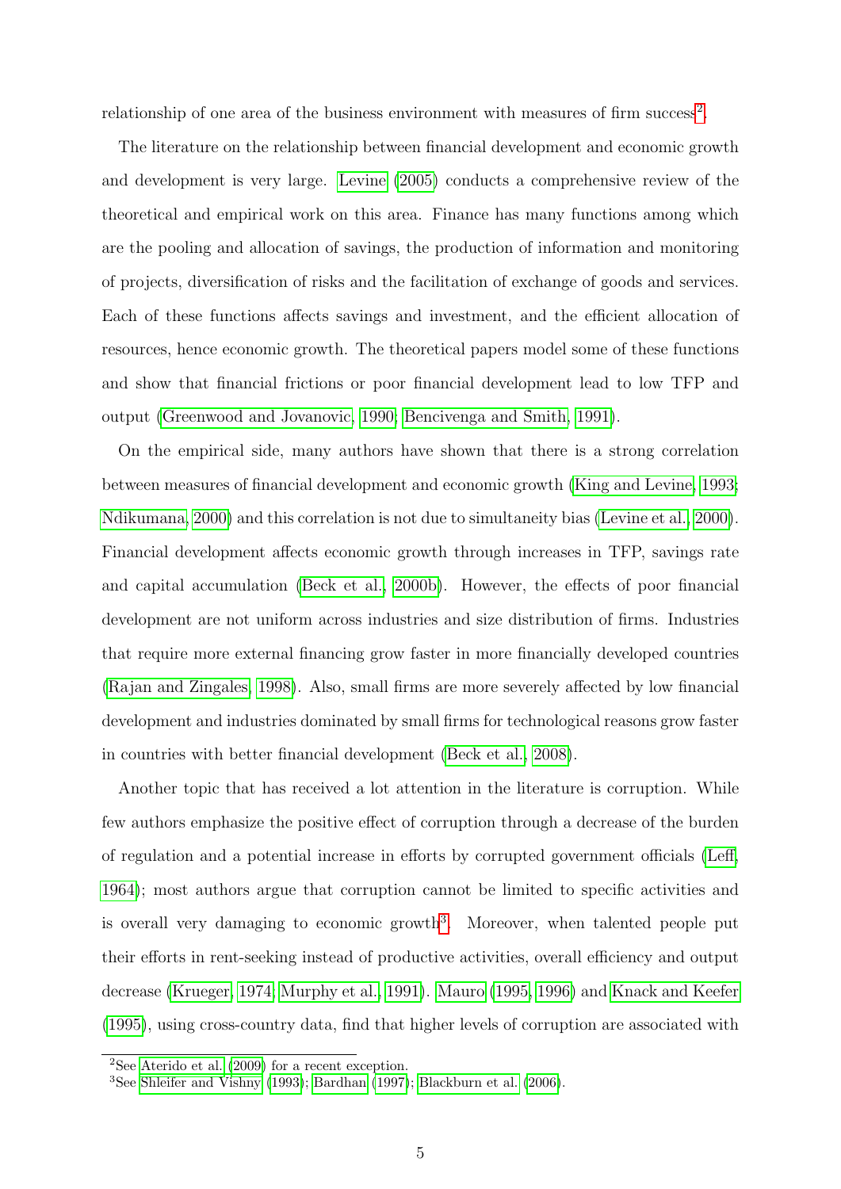relationship of one area of the business environment with measures of firm success[2].

The literature on the relationship between financial development and economic growth and development is very large. Levine (2005) conducts a comprehensive review of the theoretical and empirical work on this area. Finance has many functions among which are the pooling and allocation of savings, the production of information and monitoring of projects, diversification of risks and the facilitation of exchange of goods and services. Each of these functions affects savings and investment, and the efficient allocation of resources, hence economic growth. The theoretical papers model some of these functions and show that financial frictions or poor financial development lead to low TFP and output (Greenwood and Jovanovic, 1990; Bencivenga and Smith, 1991).

On the empirical side, many authors have shown that there is a strong correlation between measures of financial development and economic growth (King and Levine, 1993; Ndikumana, 2000) and this correlation is not due to simultaneity bias (Levine et al., 2000). Financial development affects economic growth through increases in TFP, savings rate and capital accumulation (Beck et al., 2000b). However, the effects of poor financial development are not uniform across industries and size distribution of firms. Industries that require more external financing grow faster in more financially developed countries (Rajan and Zingales, 1998). Also, small firms are more severely affected by low financial development and industries dominated by small firms for technological reasons grow faster in countries with better financial development (Beck et al., 2008).

Another topic that has received a lot attention in the literature is corruption. While few authors emphasize the positive effect of corruption through a decrease of the burden of regulation and a potential increase in efforts by corrupted government officials (Leff, 1964); most authors argue that corruption cannot be limited to specific activities and is overall very damaging to economic growth[3]. Moreover, when talented people put their efforts in rent-seeking instead of productive activities, overall efficiency and output decrease (Krueger, 1974; Murphy et al., 1991). Mauro (1995, 1996) and Knack and Keefer (1995), using cross-country data, find that higher levels of corruption are associated with

[2]See Aterido et al. (2009) for a recent exception.

[3]See Shleifer and Vishny (1993); Bardhan (1997); Blackburn et al. (2006).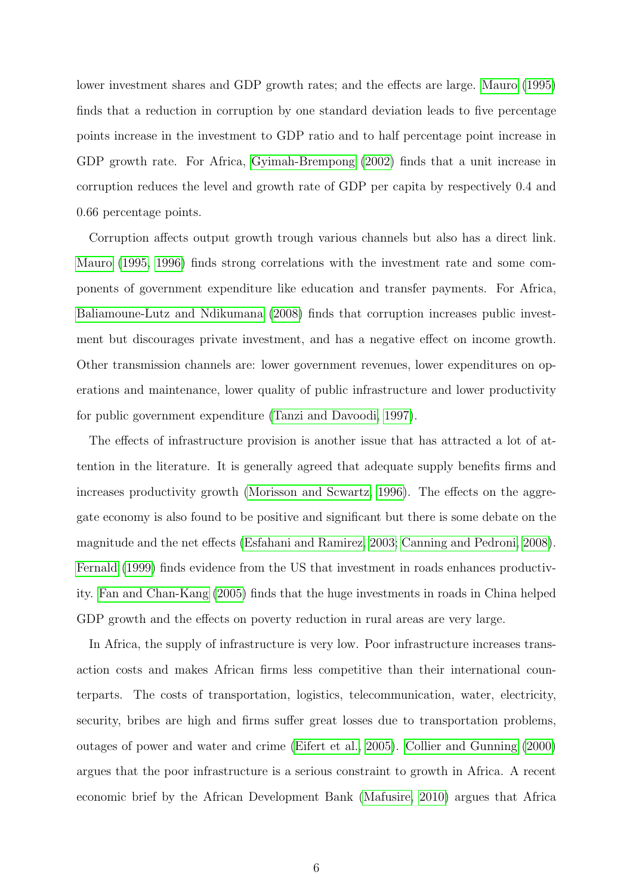lower investment shares and GDP growth rates; and the effects are large. Mauro (1995) finds that a reduction in corruption by one standard deviation leads to five percentage points increase in the investment to GDP ratio and to half percentage point increase in GDP growth rate. For Africa, Gyimah-Brempong (2002) finds that a unit increase in corruption reduces the level and growth rate of GDP per capita by respectively 0.4 and 0.66 percentage points.

Corruption affects output growth trough various channels but also has a direct link. Mauro (1995, 1996) finds strong correlations with the investment rate and some components of government expenditure like education and transfer payments. For Africa, Baliamoune-Lutz and Ndikumana (2008) finds that corruption increases public investment but discourages private investment, and has a negative effect on income growth. Other transmission channels are: lower government revenues, lower expenditures on operations and maintenance, lower quality of public infrastructure and lower productivity for public government expenditure (Tanzi and Davoodi, 1997).

The effects of infrastructure provision is another issue that has attracted a lot of attention in the literature. It is generally agreed that adequate supply benefits firms and increases productivity growth (Morisson and Scwartz, 1996). The effects on the aggregate economy is also found to be positive and significant but there is some debate on the magnitude and the net effects (Esfahani and Ramirez, 2003; Canning and Pedroni, 2008). Fernald (1999) finds evidence from the US that investment in roads enhances productivity. Fan and Chan-Kang (2005) finds that the huge investments in roads in China helped GDP growth and the effects on poverty reduction in rural areas are very large.

In Africa, the supply of infrastructure is very low. Poor infrastructure increases transaction costs and makes African firms less competitive than their international counterparts. The costs of transportation, logistics, telecommunication, water, electricity, security, bribes are high and firms suffer great losses due to transportation problems, outages of power and water and crime (Eifert et al., 2005). Collier and Gunning (2000) argues that the poor infrastructure is a serious constraint to growth in Africa. A recent economic brief by the African Development Bank (Mafusire, 2010) argues that Africa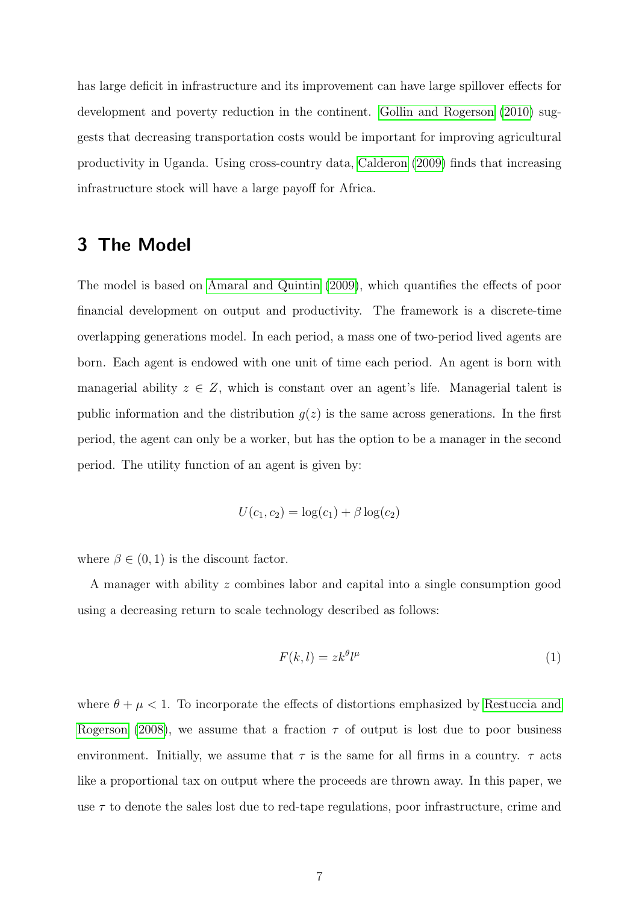has large deficit in infrastructure and its improvement can have large spillover effects for development and poverty reduction in the continent. Gollin and Rogerson (2010) suggests that decreasing transportation costs would be important for improving agricultural productivity in Uganda. Using cross-country data, Calderon (2009) finds that increasing infrastructure stock will have a large payoff for Africa.

## 3 The Model

The model is based on Amaral and Quintin (2009), which quantifies the effects of poor financial development on output and productivity. The framework is a discrete-time overlapping generations model. In each period, a mass one of two-period lived agents are born. Each agent is endowed with one unit of time each period. An agent is born with managerial ability $z \in Z$, which is constant over an agent's life. Managerial talent is public information and the distribution $g(z)$ is the same across generations. In the first period, the agent can only be a worker, but has the option to be a manager in the second period. The utility function of an agent is given by:

$$U(c_1, c_2) = \log(c_1) + \beta \log(c_2)$$

where $\beta \in (0, 1)$ is the discount factor.

A manager with ability $z$ combines labor and capital into a single consumption good using a decreasing return to scale technology described as follows:

$$F(k, l) = zk^{\theta}l^{\mu} \tag{1}$$

where $\theta + \mu < 1$. To incorporate the effects of distortions emphasized by Restuccia and Rogerson (2008), we assume that a fraction $\tau$ of output is lost due to poor business environment. Initially, we assume that $\tau$ is the same for all firms in a country. $\tau$ acts like a proportional tax on output where the proceeds are thrown away. In this paper, we use $\tau$ to denote the sales lost due to red-tape regulations, poor infrastructure, crime and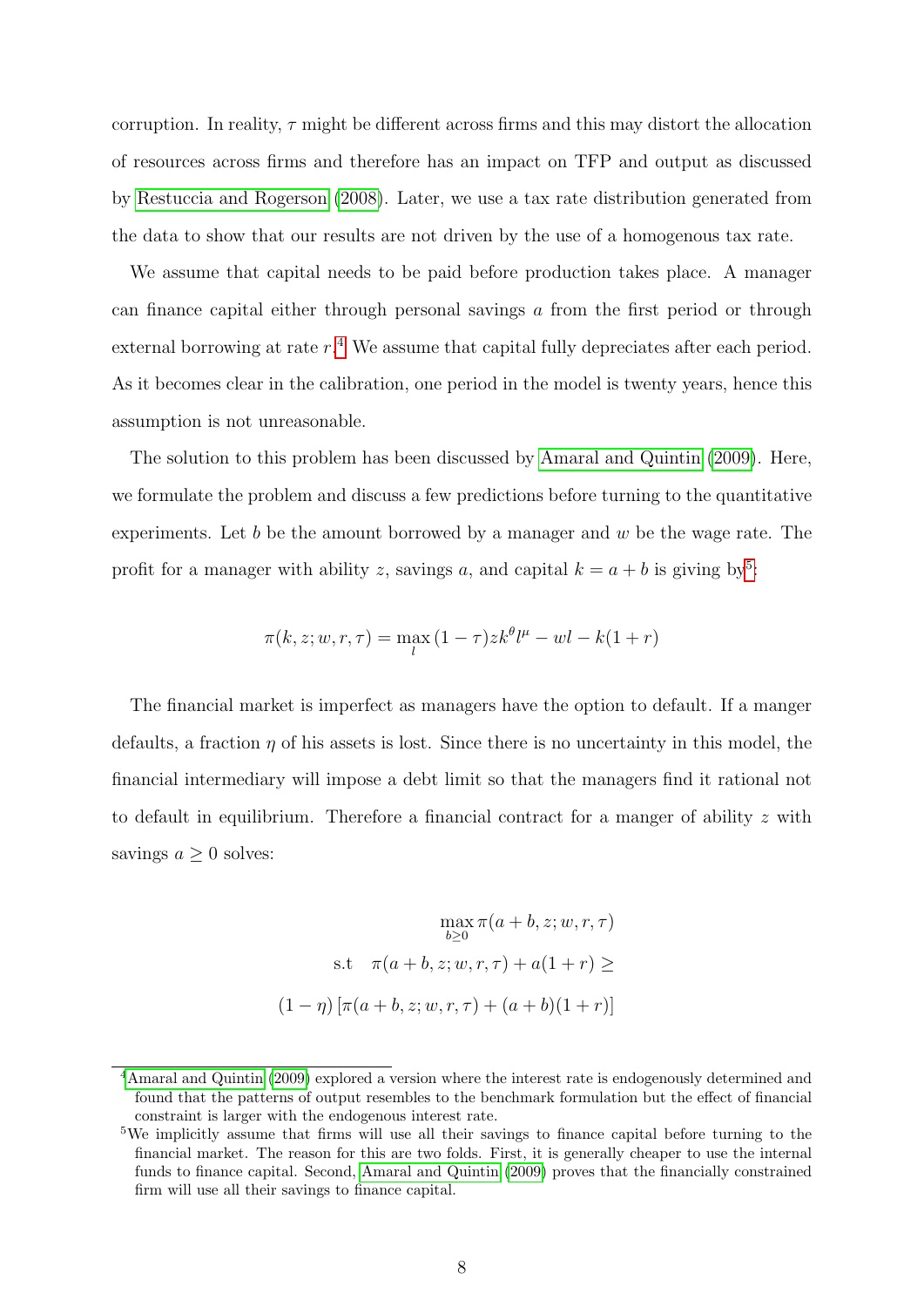corruption. In reality, $\tau$ might be different across firms and this may distort the allocation of resources across firms and therefore has an impact on TFP and output as discussed by Restuccia and Rogerson (2008). Later, we use a tax rate distribution generated from the data to show that our results are not driven by the use of a homogenous tax rate.

We assume that capital needs to be paid before production takes place. A manager can finance capital either through personal savings $a$ from the first period or through external borrowing at rate $r$.[4] We assume that capital fully depreciates after each period. As it becomes clear in the calibration, one period in the model is twenty years, hence this assumption is not unreasonable.

The solution to this problem has been discussed by Amaral and Quintin (2009). Here, we formulate the problem and discuss a few predictions before turning to the quantitative experiments. Let $b$ be the amount borrowed by a manager and $w$ be the wage rate. The profit for a manager with ability $z$, savings $a$, and capital $k = a + b$ is giving by[5]:

$$\pi(k, z; w, r, \tau) = \max_{l} (1-\tau) z k^{\theta} l^{\mu} - wl - k(1+r)$$

The financial market is imperfect as managers have the option to default. If a manger defaults, a fraction $\eta$ of his assets is lost. Since there is no uncertainty in this model, the financial intermediary will impose a debt limit so that the managers find it rational not to default in equilibrium. Therefore a financial contract for a manger of ability $z$ with savings $a \geq 0$ solves:

$$\begin{aligned} &\max_{b \geq 0} \pi(a+b, z; w, r, \tau) \\ \text{s.t} \quad &\pi(a+b, z; w, r, \tau) + a(1+r) \geq \\ (1-\eta)&\left[\pi(a+b, z; w, r, \tau) + (a+b)(1+r)\right] \end{aligned}$$

[4] Amaral and Quintin (2009) explored a version where the interest rate is endogenously determined and found that the patterns of output resembles to the benchmark formulation but the effect of financial constraint is larger with the endogenous interest rate.

[5] We implicitly assume that firms will use all their savings to finance capital before turning to the financial market. The reason for this are two folds. First, it is generally cheaper to use the internal funds to finance capital. Second, Amaral and Quintin (2009) proves that the financially constrained firm will use all their savings to finance capital.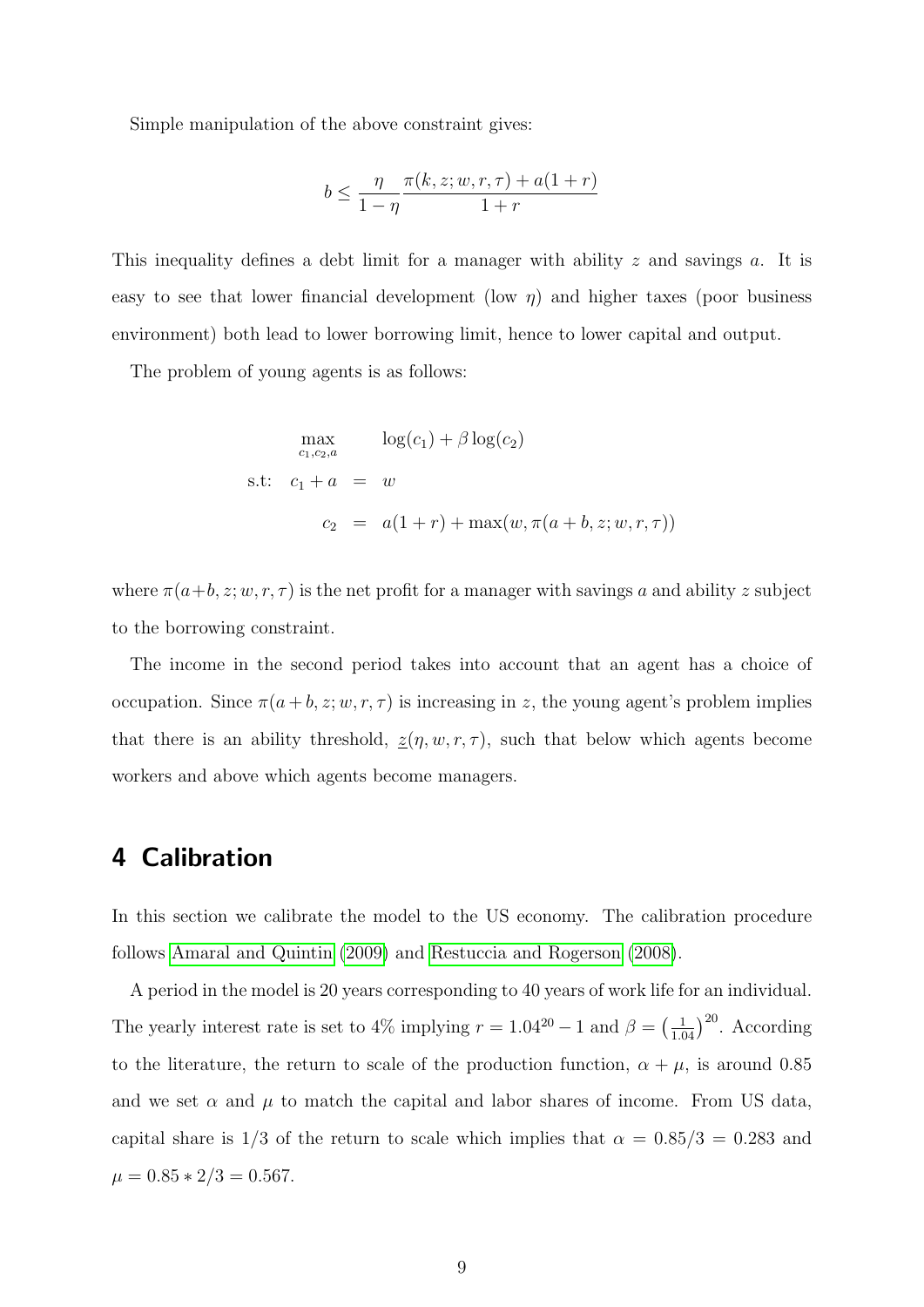Simple manipulation of the above constraint gives:

$$b \leq \frac{\eta}{1-\eta} \frac{\pi(k, z; w, r, \tau) + a(1+r)}{1+r}$$

This inequality defines a debt limit for a manager with ability $z$ and savings $a$. It is easy to see that lower financial development (low $\eta$) and higher taxes (poor business environment) both lead to lower borrowing limit, hence to lower capital and output.

The problem of young agents is as follows:

$$\begin{aligned}
\max_{c_1, c_2, a} \quad & \log(c_1) + \beta \log(c_2) \\
\text{s.t:} \quad c_1 + a &= w \\
c_2 &= a(1+r) + \max(w, \pi(a+b, z; w, r, \tau))
\end{aligned}$$

where $\pi(a+b, z; w, r, \tau)$ is the net profit for a manager with savings $a$ and ability $z$ subject to the borrowing constraint.

The income in the second period takes into account that an agent has a choice of occupation. Since $\pi(a+b, z; w, r, \tau)$ is increasing in $z$, the young agent's problem implies that there is an ability threshold, $\underline{z}(\eta, w, r, \tau)$, such that below which agents become workers and above which agents become managers.

# 4 Calibration

In this section we calibrate the model to the US economy. The calibration procedure follows Amaral and Quintin (2009) and Restuccia and Rogerson (2008).

A period in the model is 20 years corresponding to 40 years of work life for an individual. The yearly interest rate is set to 4% implying $r = 1.04^{20} - 1$ and $\beta = \left(\frac{1}{1.04}\right)^{20}$. According to the literature, the return to scale of the production function, $\alpha + \mu$, is around 0.85 and we set $\alpha$ and $\mu$ to match the capital and labor shares of income. From US data, capital share is 1/3 of the return to scale which implies that $\alpha = 0.85/3 = 0.283$ and $\mu = 0.85 * 2/3 = 0.567$.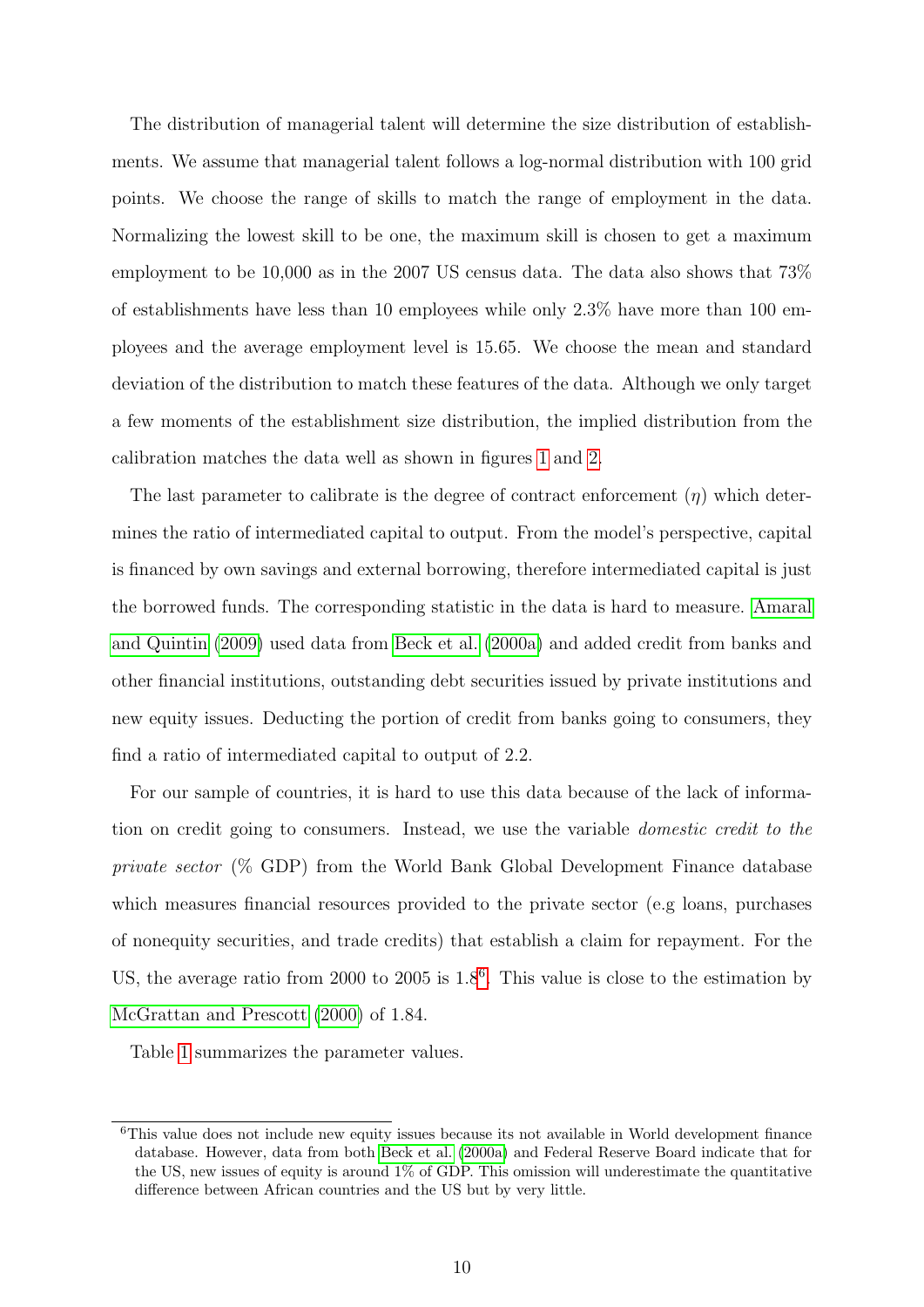The distribution of managerial talent will determine the size distribution of establishments. We assume that managerial talent follows a log-normal distribution with 100 grid points. We choose the range of skills to match the range of employment in the data. Normalizing the lowest skill to be one, the maximum skill is chosen to get a maximum employment to be 10,000 as in the 2007 US census data. The data also shows that 73% of establishments have less than 10 employees while only 2.3% have more than 100 employees and the average employment level is 15.65. We choose the mean and standard deviation of the distribution to match these features of the data. Although we only target a few moments of the establishment size distribution, the implied distribution from the calibration matches the data well as shown in figures 1 and 2.

The last parameter to calibrate is the degree of contract enforcement ($\eta$) which determines the ratio of intermediated capital to output. From the model's perspective, capital is financed by own savings and external borrowing, therefore intermediated capital is just the borrowed funds. The corresponding statistic in the data is hard to measure. Amaral and Quintin (2009) used data from Beck et al. (2000a) and added credit from banks and other financial institutions, outstanding debt securities issued by private institutions and new equity issues. Deducting the portion of credit from banks going to consumers, they find a ratio of intermediated capital to output of 2.2.

For our sample of countries, it is hard to use this data because of the lack of information on credit going to consumers. Instead, we use the variable *domestic credit to the private sector* (% GDP) from the World Bank Global Development Finance database which measures financial resources provided to the private sector (e.g loans, purchases of nonequity securities, and trade credits) that establish a claim for repayment. For the US, the average ratio from 2000 to 2005 is 1.8[6]. This value is close to the estimation by McGrattan and Prescott (2000) of 1.84.

Table 1 summarizes the parameter values.

[6]This value does not include new equity issues because its not available in World development finance database. However, data from both Beck et al. (2000a) and Federal Reserve Board indicate that for the US, new issues of equity is around 1% of GDP. This omission will underestimate the quantitative difference between African countries and the US but by very little.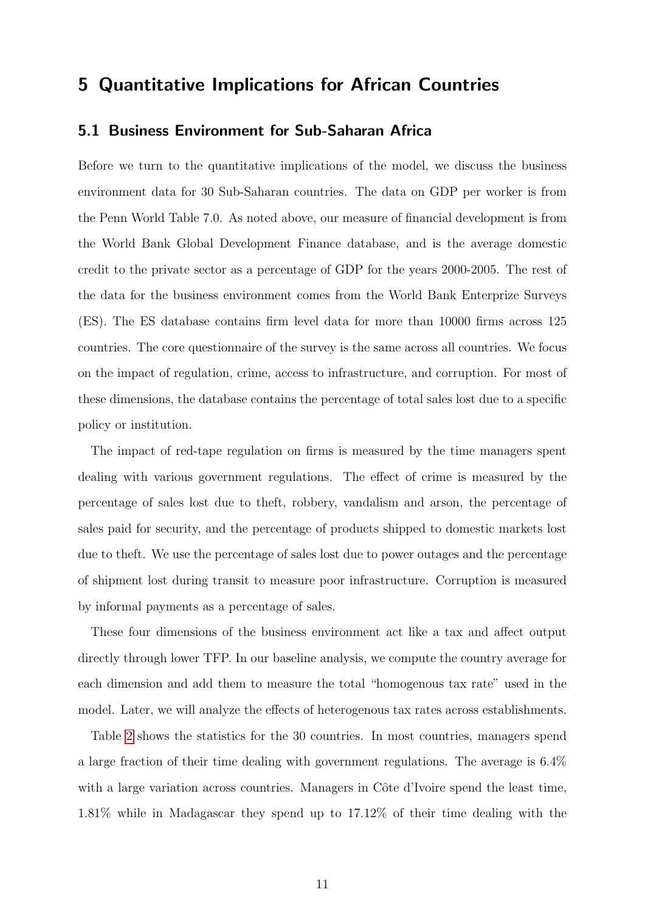# 5 Quantitative Implications for African Countries

## 5.1 Business Environment for Sub-Saharan Africa

Before we turn to the quantitative implications of the model, we discuss the business environment data for 30 Sub-Saharan countries. The data on GDP per worker is from the Penn World Table 7.0. As noted above, our measure of financial development is from the World Bank Global Development Finance database, and is the average domestic credit to the private sector as a percentage of GDP for the years 2000-2005. The rest of the data for the business environment comes from the World Bank Enterprize Surveys (ES). The ES database contains firm level data for more than 10000 firms across 125 countries. The core questionnaire of the survey is the same across all countries. We focus on the impact of regulation, crime, access to infrastructure, and corruption. For most of these dimensions, the database contains the percentage of total sales lost due to a specific policy or institution.

The impact of red-tape regulation on firms is measured by the time managers spent dealing with various government regulations. The effect of crime is measured by the percentage of sales lost due to theft, robbery, vandalism and arson, the percentage of sales paid for security, and the percentage of products shipped to domestic markets lost due to theft. We use the percentage of sales lost due to power outages and the percentage of shipment lost during transit to measure poor infrastructure. Corruption is measured by informal payments as a percentage of sales.

These four dimensions of the business environment act like a tax and affect output directly through lower TFP. In our baseline analysis, we compute the country average for each dimension and add them to measure the total "homogenous tax rate" used in the model. Later, we will analyze the effects of heterogenous tax rates across establishments.

Table 2 shows the statistics for the 30 countries. In most countries, managers spend a large fraction of their time dealing with government regulations. The average is 6.4% with a large variation across countries. Managers in Côte d'Ivoire spend the least time, 1.81% while in Madagascar they spend up to 17.12% of their time dealing with the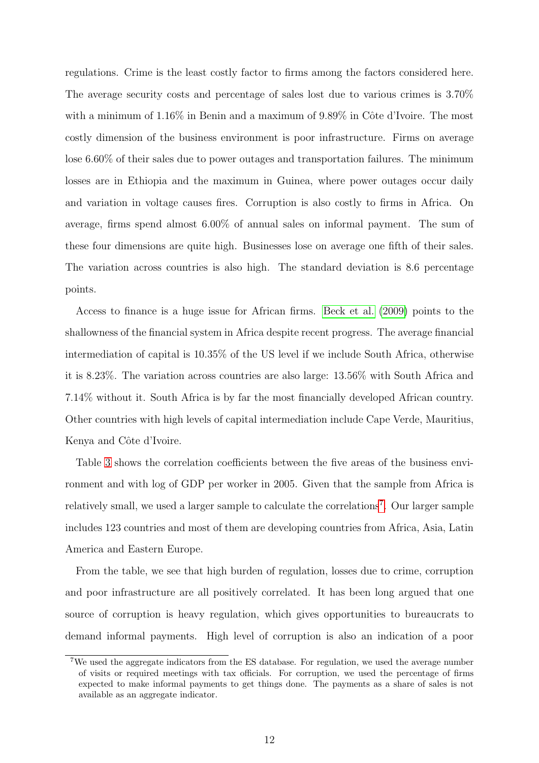regulations. Crime is the least costly factor to firms among the factors considered here. The average security costs and percentage of sales lost due to various crimes is 3.70% with a minimum of 1.16% in Benin and a maximum of 9.89% in Côte d'Ivoire. The most costly dimension of the business environment is poor infrastructure. Firms on average lose 6.60% of their sales due to power outages and transportation failures. The minimum losses are in Ethiopia and the maximum in Guinea, where power outages occur daily and variation in voltage causes fires. Corruption is also costly to firms in Africa. On average, firms spend almost 6.00% of annual sales on informal payment. The sum of these four dimensions are quite high. Businesses lose on average one fifth of their sales. The variation across countries is also high. The standard deviation is 8.6 percentage points.

Access to finance is a huge issue for African firms. Beck et al. (2009) points to the shallowness of the financial system in Africa despite recent progress. The average financial intermediation of capital is 10.35% of the US level if we include South Africa, otherwise it is 8.23%. The variation across countries are also large: 13.56% with South Africa and 7.14% without it. South Africa is by far the most financially developed African country. Other countries with high levels of capital intermediation include Cape Verde, Mauritius, Kenya and Côte d'Ivoire.

Table 3 shows the correlation coefficients between the five areas of the business environment and with log of GDP per worker in 2005. Given that the sample from Africa is relatively small, we used a larger sample to calculate the correlations[7]. Our larger sample includes 123 countries and most of them are developing countries from Africa, Asia, Latin America and Eastern Europe.

From the table, we see that high burden of regulation, losses due to crime, corruption and poor infrastructure are all positively correlated. It has been long argued that one source of corruption is heavy regulation, which gives opportunities to bureaucrats to demand informal payments. High level of corruption is also an indication of a poor

[7] We used the aggregate indicators from the ES database. For regulation, we used the average number of visits or required meetings with tax officials. For corruption, we used the percentage of firms expected to make informal payments to get things done. The payments as a share of sales is not available as an aggregate indicator.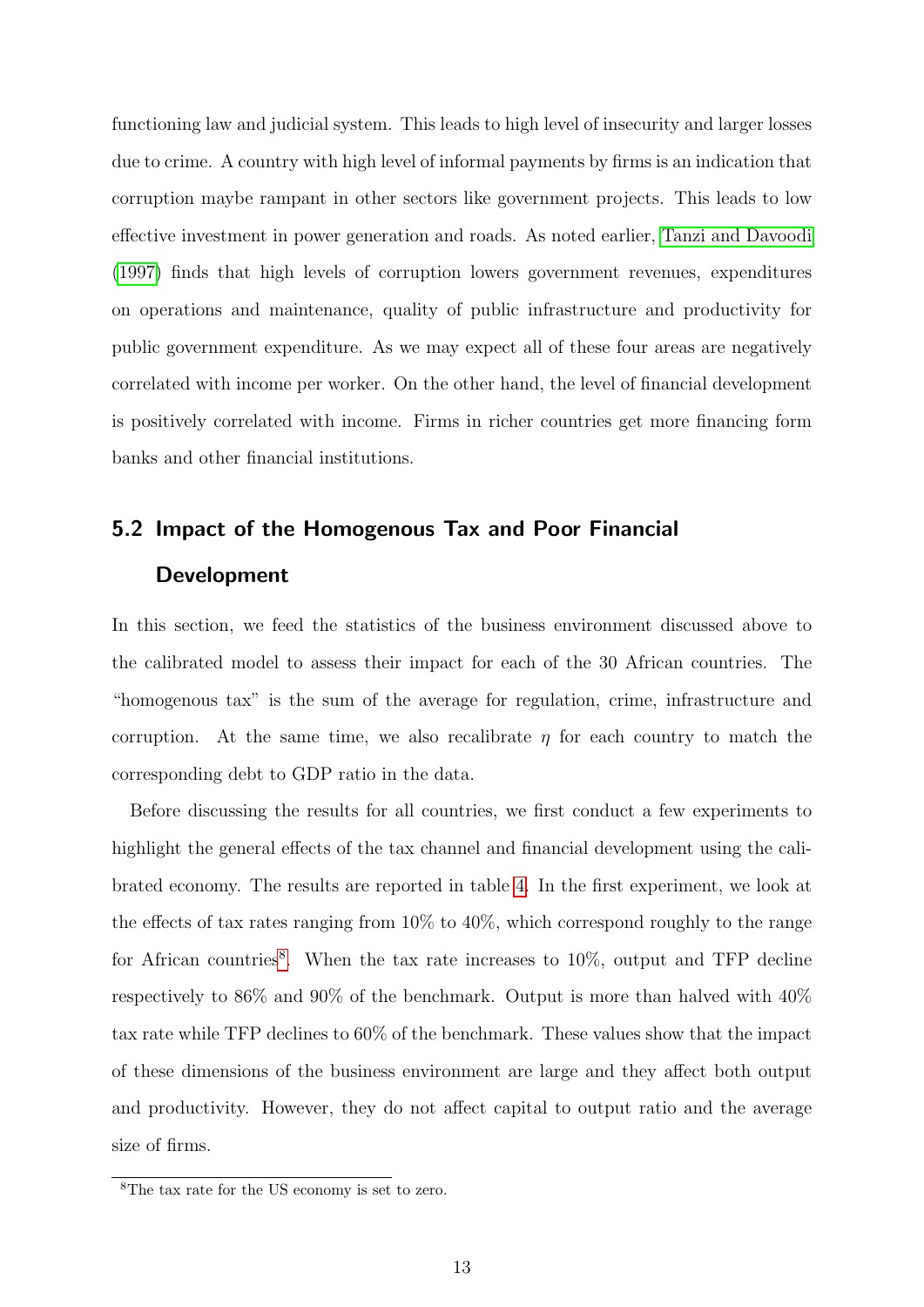functioning law and judicial system. This leads to high level of insecurity and larger losses due to crime. A country with high level of informal payments by firms is an indication that corruption maybe rampant in other sectors like government projects. This leads to low effective investment in power generation and roads. As noted earlier, Tanzi and Davoodi (1997) finds that high levels of corruption lowers government revenues, expenditures on operations and maintenance, quality of public infrastructure and productivity for public government expenditure. As we may expect all of these four areas are negatively correlated with income per worker. On the other hand, the level of financial development is positively correlated with income. Firms in richer countries get more financing form banks and other financial institutions.

## 5.2 Impact of the Homogenous Tax and Poor Financial Development

In this section, we feed the statistics of the business environment discussed above to the calibrated model to assess their impact for each of the 30 African countries. The "homogenous tax" is the sum of the average for regulation, crime, infrastructure and corruption. At the same time, we also recalibrate $\eta$ for each country to match the corresponding debt to GDP ratio in the data.

Before discussing the results for all countries, we first conduct a few experiments to highlight the general effects of the tax channel and financial development using the calibrated economy. The results are reported in table 4. In the first experiment, we look at the effects of tax rates ranging from 10% to 40%, which correspond roughly to the range for African countries[8]. When the tax rate increases to 10%, output and TFP decline respectively to 86% and 90% of the benchmark. Output is more than halved with 40% tax rate while TFP declines to 60% of the benchmark. These values show that the impact of these dimensions of the business environment are large and they affect both output and productivity. However, they do not affect capital to output ratio and the average size of firms.

[8] The tax rate for the US economy is set to zero.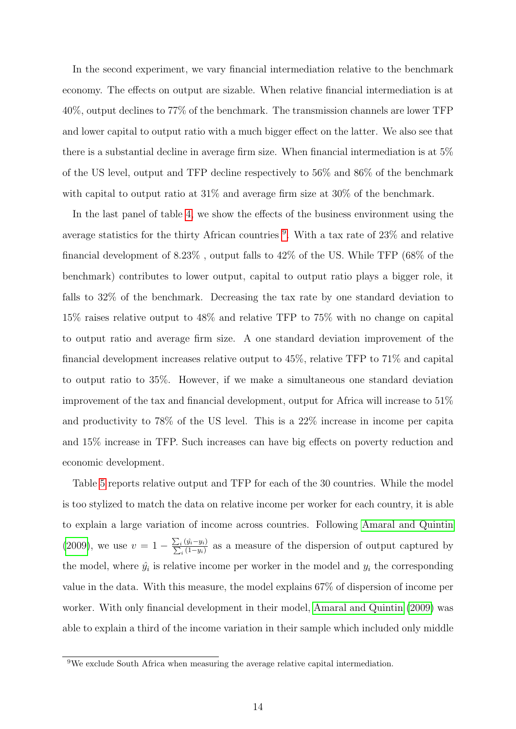In the second experiment, we vary financial intermediation relative to the benchmark economy. The effects on output are sizable. When relative financial intermediation is at 40%, output declines to 77% of the benchmark. The transmission channels are lower TFP and lower capital to output ratio with a much bigger effect on the latter. We also see that there is a substantial decline in average firm size. When financial intermediation is at 5% of the US level, output and TFP decline respectively to 56% and 86% of the benchmark with capital to output ratio at 31% and average firm size at 30% of the benchmark.

In the last panel of table 4, we show the effects of the business environment using the average statistics for the thirty African countries [9]. With a tax rate of 23% and relative financial development of 8.23% , output falls to 42% of the US. While TFP (68% of the benchmark) contributes to lower output, capital to output ratio plays a bigger role, it falls to 32% of the benchmark. Decreasing the tax rate by one standard deviation to 15% raises relative output to 48% and relative TFP to 75% with no change on capital to output ratio and average firm size. A one standard deviation improvement of the financial development increases relative output to 45%, relative TFP to 71% and capital to output ratio to 35%. However, if we make a simultaneous one standard deviation improvement of the tax and financial development, output for Africa will increase to 51% and productivity to 78% of the US level. This is a 22% increase in income per capita and 15% increase in TFP. Such increases can have big effects on poverty reduction and economic development.

Table 5 reports relative output and TFP for each of the 30 countries. While the model is too stylized to match the data on relative income per worker for each country, it is able to explain a large variation of income across countries. Following Amaral and Quintin (2009), we use $v = 1 - \frac{\sum_i (\hat{y}_i - y_i)}{\sum_i (1-y_i)}$ as a measure of the dispersion of output captured by the model, where $\hat{y}_i$ is relative income per worker in the model and $y_i$ the corresponding value in the data. With this measure, the model explains 67% of dispersion of income per worker. With only financial development in their model, Amaral and Quintin (2009) was able to explain a third of the income variation in their sample which included only middle

[9] We exclude South Africa when measuring the average relative capital intermediation.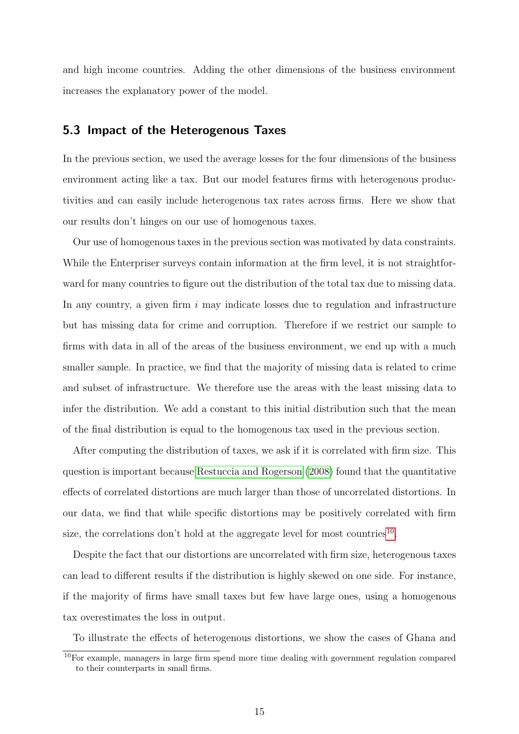and high income countries. Adding the other dimensions of the business environment increases the explanatory power of the model.

### 5.3 Impact of the Heterogenous Taxes

In the previous section, we used the average losses for the four dimensions of the business environment acting like a tax. But our model features firms with heterogenous productivities and can easily include heterogenous tax rates across firms. Here we show that our results don't hinges on our use of homogenous taxes.

Our use of homogenous taxes in the previous section was motivated by data constraints. While the Enterpriser surveys contain information at the firm level, it is not straightforward for many countries to figure out the distribution of the total tax due to missing data. In any country, a given firm $i$ may indicate losses due to regulation and infrastructure but has missing data for crime and corruption. Therefore if we restrict our sample to firms with data in all of the areas of the business environment, we end up with a much smaller sample. In practice, we find that the majority of missing data is related to crime and subset of infrastructure. We therefore use the areas with the least missing data to infer the distribution. We add a constant to this initial distribution such that the mean of the final distribution is equal to the homogenous tax used in the previous section.

After computing the distribution of taxes, we ask if it is correlated with firm size. This question is important because Restuccia and Rogerson (2008) found that the quantitative effects of correlated distortions are much larger than those of uncorrelated distortions. In our data, we find that while specific distortions may be positively correlated with firm size, the correlations don't hold at the aggregate level for most countries[10].

Despite the fact that our distortions are uncorrelated with firm size, heterogenous taxes can lead to different results if the distribution is highly skewed on one side. For instance, if the majority of firms have small taxes but few have large ones, using a homogenous tax overestimates the loss in output.

To illustrate the effects of heterogenous distortions, we show the cases of Ghana and

[10] For example, managers in large firm spend more time dealing with government regulation compared to their counterparts in small firms.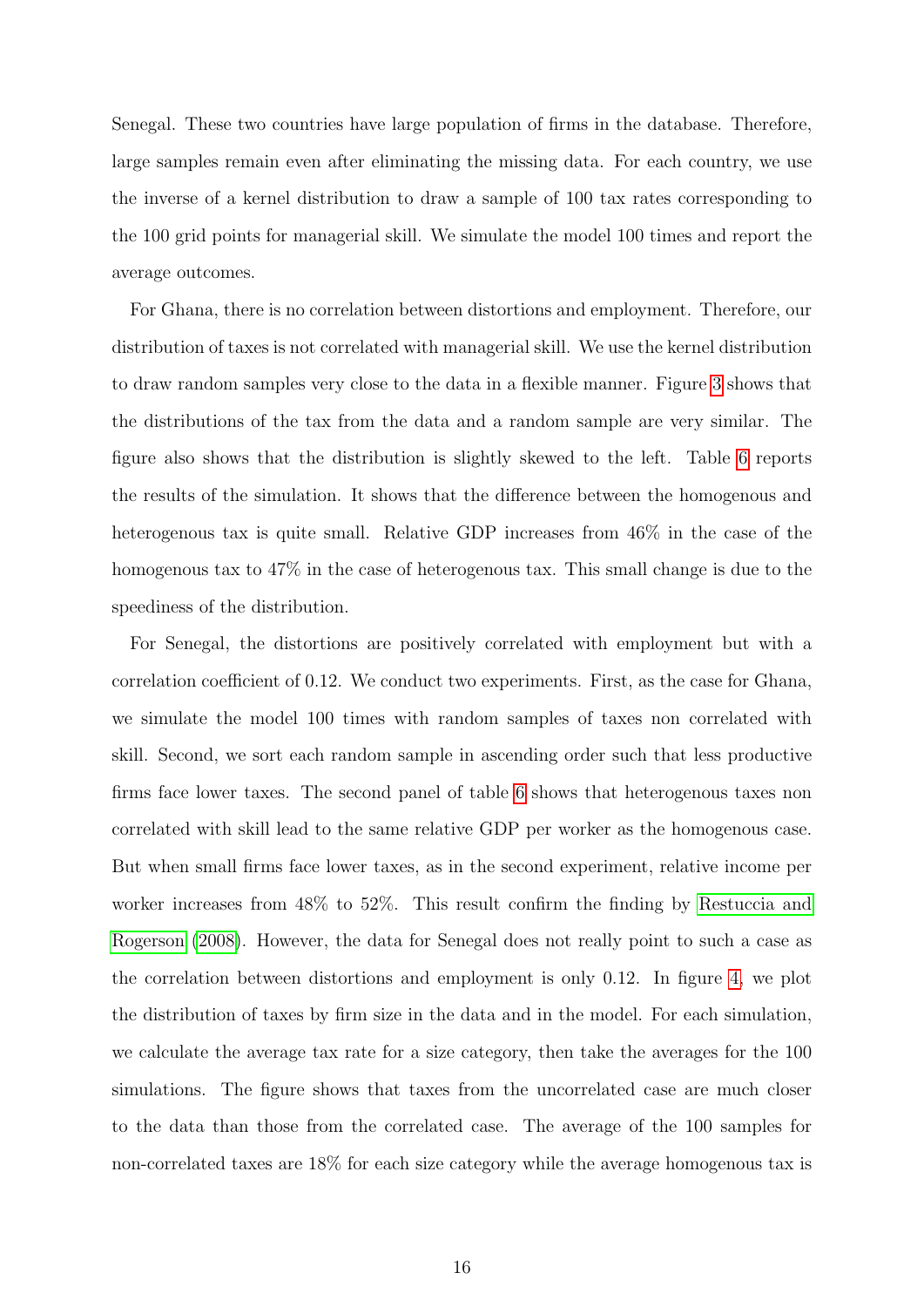Senegal. These two countries have large population of firms in the database. Therefore, large samples remain even after eliminating the missing data. For each country, we use the inverse of a kernel distribution to draw a sample of 100 tax rates corresponding to the 100 grid points for managerial skill. We simulate the model 100 times and report the average outcomes.

For Ghana, there is no correlation between distortions and employment. Therefore, our distribution of taxes is not correlated with managerial skill. We use the kernel distribution to draw random samples very close to the data in a flexible manner. Figure 3 shows that the distributions of the tax from the data and a random sample are very similar. The figure also shows that the distribution is slightly skewed to the left. Table 6 reports the results of the simulation. It shows that the difference between the homogenous and heterogenous tax is quite small. Relative GDP increases from 46% in the case of the homogenous tax to 47% in the case of heterogenous tax. This small change is due to the speediness of the distribution.

For Senegal, the distortions are positively correlated with employment but with a correlation coefficient of 0.12. We conduct two experiments. First, as the case for Ghana, we simulate the model 100 times with random samples of taxes non correlated with skill. Second, we sort each random sample in ascending order such that less productive firms face lower taxes. The second panel of table 6 shows that heterogenous taxes non correlated with skill lead to the same relative GDP per worker as the homogenous case. But when small firms face lower taxes, as in the second experiment, relative income per worker increases from 48% to 52%. This result confirm the finding by Restuccia and Rogerson (2008). However, the data for Senegal does not really point to such a case as the correlation between distortions and employment is only 0.12. In figure 4, we plot the distribution of taxes by firm size in the data and in the model. For each simulation, we calculate the average tax rate for a size category, then take the averages for the 100 simulations. The figure shows that taxes from the uncorrelated case are much closer to the data than those from the correlated case. The average of the 100 samples for non-correlated taxes are 18% for each size category while the average homogenous tax is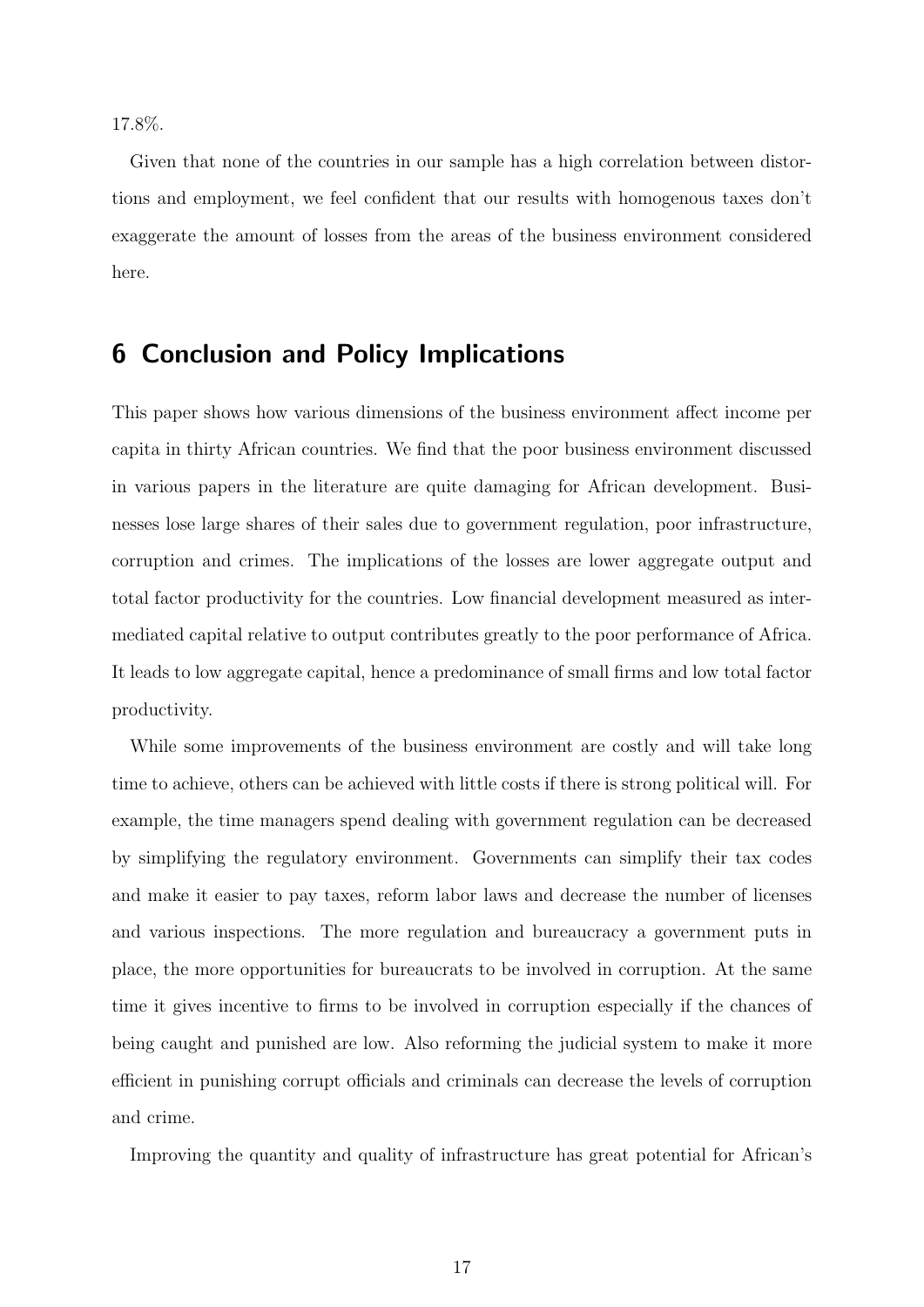17.8%.

Given that none of the countries in our sample has a high correlation between distortions and employment, we feel confident that our results with homogenous taxes don't exaggerate the amount of losses from the areas of the business environment considered here.

## 6 Conclusion and Policy Implications

This paper shows how various dimensions of the business environment affect income per capita in thirty African countries. We find that the poor business environment discussed in various papers in the literature are quite damaging for African development. Businesses lose large shares of their sales due to government regulation, poor infrastructure, corruption and crimes. The implications of the losses are lower aggregate output and total factor productivity for the countries. Low financial development measured as intermediated capital relative to output contributes greatly to the poor performance of Africa. It leads to low aggregate capital, hence a predominance of small firms and low total factor productivity.

While some improvements of the business environment are costly and will take long time to achieve, others can be achieved with little costs if there is strong political will. For example, the time managers spend dealing with government regulation can be decreased by simplifying the regulatory environment. Governments can simplify their tax codes and make it easier to pay taxes, reform labor laws and decrease the number of licenses and various inspections. The more regulation and bureaucracy a government puts in place, the more opportunities for bureaucrats to be involved in corruption. At the same time it gives incentive to firms to be involved in corruption especially if the chances of being caught and punished are low. Also reforming the judicial system to make it more efficient in punishing corrupt officials and criminals can decrease the levels of corruption and crime.

Improving the quantity and quality of infrastructure has great potential for African's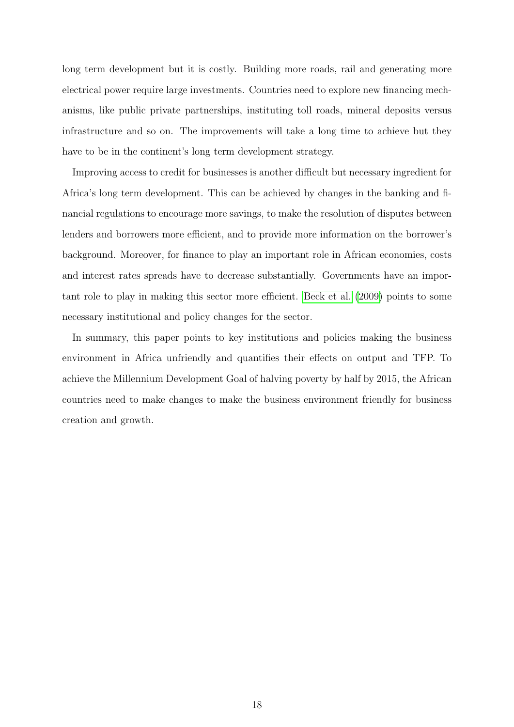long term development but it is costly. Building more roads, rail and generating more electrical power require large investments. Countries need to explore new financing mechanisms, like public private partnerships, instituting toll roads, mineral deposits versus infrastructure and so on. The improvements will take a long time to achieve but they have to be in the continent's long term development strategy.

Improving access to credit for businesses is another difficult but necessary ingredient for Africa's long term development. This can be achieved by changes in the banking and financial regulations to encourage more savings, to make the resolution of disputes between lenders and borrowers more efficient, and to provide more information on the borrower's background. Moreover, for finance to play an important role in African economies, costs and interest rates spreads have to decrease substantially. Governments have an important role to play in making this sector more efficient. Beck et al. (2009) points to some necessary institutional and policy changes for the sector.

In summary, this paper points to key institutions and policies making the business environment in Africa unfriendly and quantifies their effects on output and TFP. To achieve the Millennium Development Goal of halving poverty by half by 2015, the African countries need to make changes to make the business environment friendly for business creation and growth.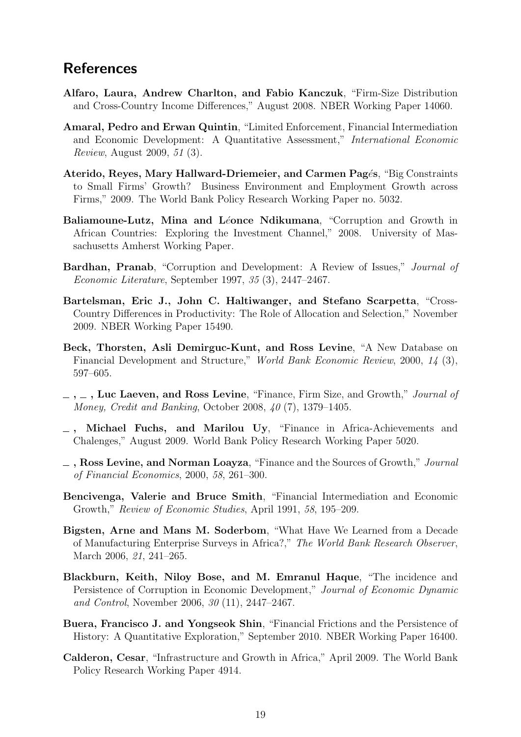## References

**Alfaro, Laura, Andrew Charlton, and Fabio Kanczuk**, "Firm-Size Distribution and Cross-Country Income Differences," August 2008. NBER Working Paper 14060.

**Amaral, Pedro and Erwan Quintin**, "Limited Enforcement, Financial Intermediation and Economic Development: A Quantitative Assessment," *International Economic Review*, August 2009, *51* (3).

**Aterido, Reyes, Mary Hallward-Driemeier, and Carmen Pagés**, "Big Constraints to Small Firms' Growth? Business Environment and Employment Growth across Firms," 2009. The World Bank Policy Research Working Paper no. 5032.

**Baliamoune-Lutz, Mina and Léonce Ndikumana**, "Corruption and Growth in African Countries: Exploring the Investment Channel," 2008. University of Massachusetts Amherst Working Paper.

**Bardhan, Pranab**, "Corruption and Development: A Review of Issues," *Journal of Economic Literature*, September 1997, *35* (3), 2447–2467.

**Bartelsman, Eric J., John C. Haltiwanger, and Stefano Scarpetta**, "Cross-Country Differences in Productivity: The Role of Allocation and Selection," November 2009. NBER Working Paper 15490.

**Beck, Thorsten, Asli Demirguc-Kunt, and Ross Levine**, "A New Database on Financial Development and Structure," *World Bank Economic Review*, 2000, *14* (3), 597–605.

**_ , _ , Luc Laeven, and Ross Levine**, "Finance, Firm Size, and Growth," *Journal of Money, Credit and Banking*, October 2008, *40* (7), 1379–1405.

**_ , Michael Fuchs, and Marilou Uy**, "Finance in Africa-Achievements and Chalenges," August 2009. World Bank Policy Research Working Paper 5020.

**_ , Ross Levine, and Norman Loayza**, "Finance and the Sources of Growth," *Journal of Financial Economics*, 2000, *58*, 261–300.

**Bencivenga, Valerie and Bruce Smith**, "Financial Intermediation and Economic Growth," *Review of Economic Studies*, April 1991, *58*, 195–209.

**Bigsten, Arne and Mans M. Soderbom**, "What Have We Learned from a Decade of Manufacturing Enterprise Surveys in Africa?," *The World Bank Research Observer*, March 2006, *21*, 241–265.

**Blackburn, Keith, Niloy Bose, and M. Emranul Haque**, "The incidence and Persistence of Corruption in Economic Development," *Journal of Economic Dynamic and Control*, November 2006, *30* (11), 2447–2467.

**Buera, Francisco J. and Yongseok Shin**, "Financial Frictions and the Persistence of History: A Quantitative Exploration," September 2010. NBER Working Paper 16400.

**Calderon, Cesar**, "Infrastructure and Growth in Africa," April 2009. The World Bank Policy Research Working Paper 4914.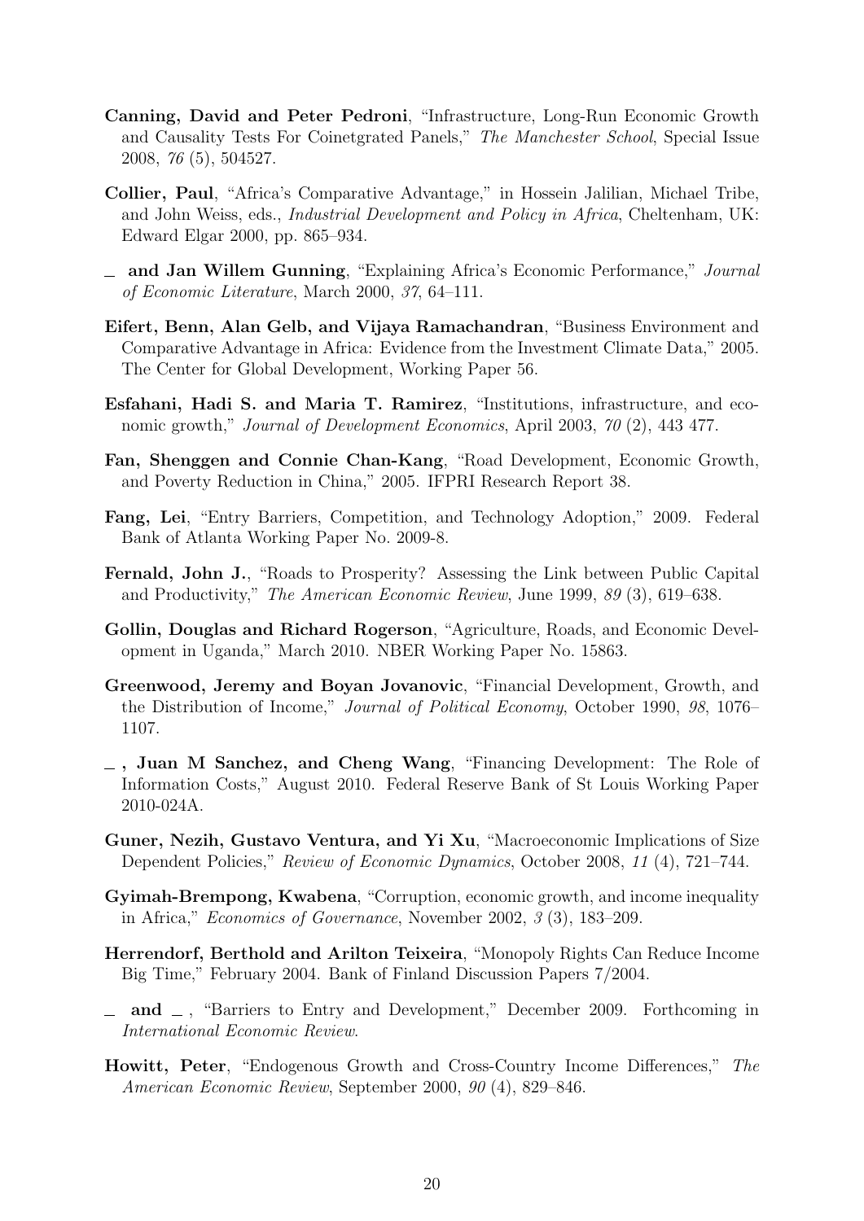**Canning, David and Peter Pedroni**, "Infrastructure, Long-Run Economic Growth and Causality Tests For Coinetgrated Panels," *The Manchester School*, Special Issue 2008, *76* (5), 504527.

**Collier, Paul**, "Africa's Comparative Advantage," in Hossein Jalilian, Michael Tribe, and John Weiss, eds., *Industrial Development and Policy in Africa*, Cheltenham, UK: Edward Elgar 2000, pp. 865–934.

**_ and Jan Willem Gunning**, "Explaining Africa's Economic Performance," *Journal of Economic Literature*, March 2000, *37*, 64–111.

**Eifert, Benn, Alan Gelb, and Vijaya Ramachandran**, "Business Environment and Comparative Advantage in Africa: Evidence from the Investment Climate Data," 2005. The Center for Global Development, Working Paper 56.

**Esfahani, Hadi S. and Maria T. Ramirez**, "Institutions, infrastructure, and economic growth," *Journal of Development Economics*, April 2003, *70* (2), 443 477.

**Fan, Shenggen and Connie Chan-Kang**, "Road Development, Economic Growth, and Poverty Reduction in China," 2005. IFPRI Research Report 38.

**Fang, Lei**, "Entry Barriers, Competition, and Technology Adoption," 2009. Federal Bank of Atlanta Working Paper No. 2009-8.

**Fernald, John J.**, "Roads to Prosperity? Assessing the Link between Public Capital and Productivity," *The American Economic Review*, June 1999, *89* (3), 619–638.

**Gollin, Douglas and Richard Rogerson**, "Agriculture, Roads, and Economic Development in Uganda," March 2010. NBER Working Paper No. 15863.

**Greenwood, Jeremy and Boyan Jovanovic**, "Financial Development, Growth, and the Distribution of Income," *Journal of Political Economy*, October 1990, *98*, 1076–1107.

**_, Juan M Sanchez, and Cheng Wang**, "Financing Development: The Role of Information Costs," August 2010. Federal Reserve Bank of St Louis Working Paper 2010-024A.

**Guner, Nezih, Gustavo Ventura, and Yi Xu**, "Macroeconomic Implications of Size Dependent Policies," *Review of Economic Dynamics*, October 2008, *11* (4), 721–744.

**Gyimah-Brempong, Kwabena**, "Corruption, economic growth, and income inequality in Africa," *Economics of Governance*, November 2002, *3* (3), 183–209.

**Herrendorf, Berthold and Arilton Teixeira**, "Monopoly Rights Can Reduce Income Big Time," February 2004. Bank of Finland Discussion Papers 7/2004.

**_ and _**, "Barriers to Entry and Development," December 2009. Forthcoming in *International Economic Review*.

**Howitt, Peter**, "Endogenous Growth and Cross-Country Income Differences," *The American Economic Review*, September 2000, *90* (4), 829–846.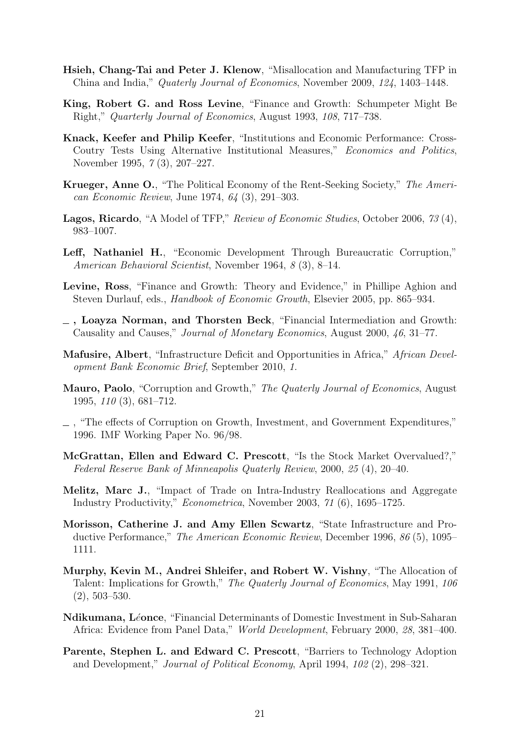**Hsieh, Chang-Tai and Peter J. Klenow**, "Misallocation and Manufacturing TFP in China and India," *Quaterly Journal of Economics*, November 2009, *124*, 1403–1448.

**King, Robert G. and Ross Levine**, "Finance and Growth: Schumpeter Might Be Right," *Quarterly Journal of Economics*, August 1993, *108*, 717–738.

**Knack, Keefer and Philip Keefer**, "Institutions and Economic Performance: Cross-Coutry Tests Using Alternative Institutional Measures," *Economics and Politics*, November 1995, *7* (3), 207–227.

**Krueger, Anne O.**, "The Political Economy of the Rent-Seeking Society," *The American Economic Review*, June 1974, *64* (3), 291–303.

**Lagos, Ricardo**, "A Model of TFP," *Review of Economic Studies*, October 2006, *73* (4), 983–1007.

**Leff, Nathaniel H.**, "Economic Development Through Bureaucratic Corruption," *American Behavioral Scientist*, November 1964, *8* (3), 8–14.

**Levine, Ross**, "Finance and Growth: Theory and Evidence," in Phillipe Aghion and Steven Durlauf, eds., *Handbook of Economic Growth*, Elsevier 2005, pp. 865–934.

**\_ , Loayza Norman, and Thorsten Beck**, "Financial Intermediation and Growth: Causality and Causes," *Journal of Monetary Economics*, August 2000, *46*, 31–77.

**Mafusire, Albert**, "Infrastructure Deficit and Opportunities in Africa," *African Development Bank Economic Brief*, September 2010, *1.*

**Mauro, Paolo**, "Corruption and Growth," *The Quaterly Journal of Economics*, August 1995, *110* (3), 681–712.

\_ , "The effects of Corruption on Growth, Investment, and Government Expenditures," 1996. IMF Working Paper No. 96/98.

**McGrattan, Ellen and Edward C. Prescott**, "Is the Stock Market Overvalued?," *Federal Reserve Bank of Minneapolis Quaterly Review*, 2000, *25* (4), 20–40.

**Melitz, Marc J.**, "Impact of Trade on Intra-Industry Reallocations and Aggregate Industry Productivity," *Econometrica*, November 2003, *71* (6), 1695–1725.

**Morisson, Catherine J. and Amy Ellen Scwartz**, "State Infrastructure and Productive Performance," *The American Economic Review*, December 1996, *86* (5), 1095–1111.

**Murphy, Kevin M., Andrei Shleifer, and Robert W. Vishny**, "The Allocation of Talent: Implications for Growth," *The Quaterly Journal of Economics*, May 1991, *106* (2), 503–530.

**Ndikumana, Léonce**, "Financial Determinants of Domestic Investment in Sub-Saharan Africa: Evidence from Panel Data," *World Development*, February 2000, *28*, 381–400.

**Parente, Stephen L. and Edward C. Prescott**, "Barriers to Technology Adoption and Development," *Journal of Political Economy*, April 1994, *102* (2), 298–321.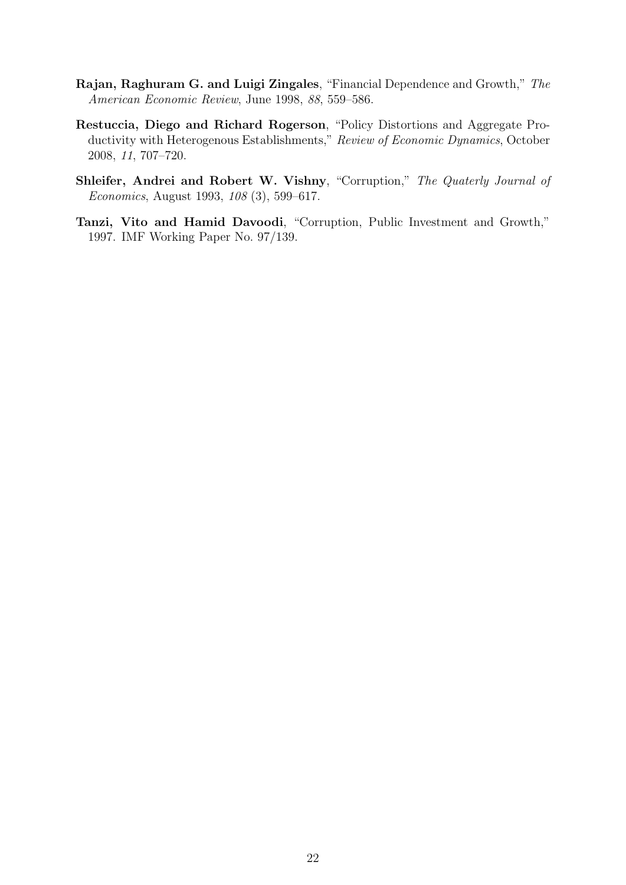**Rajan, Raghuram G. and Luigi Zingales**, "Financial Dependence and Growth," *The American Economic Review*, June 1998, *88*, 559–586.

**Restuccia, Diego and Richard Rogerson**, "Policy Distortions and Aggregate Productivity with Heterogenous Establishments," *Review of Economic Dynamics*, October 2008, *11*, 707–720.

**Shleifer, Andrei and Robert W. Vishny**, "Corruption," *The Quaterly Journal of Economics*, August 1993, *108* (3), 599–617.

**Tanzi, Vito and Hamid Davoodi**, "Corruption, Public Investment and Growth," 1997. IMF Working Paper No. 97/139.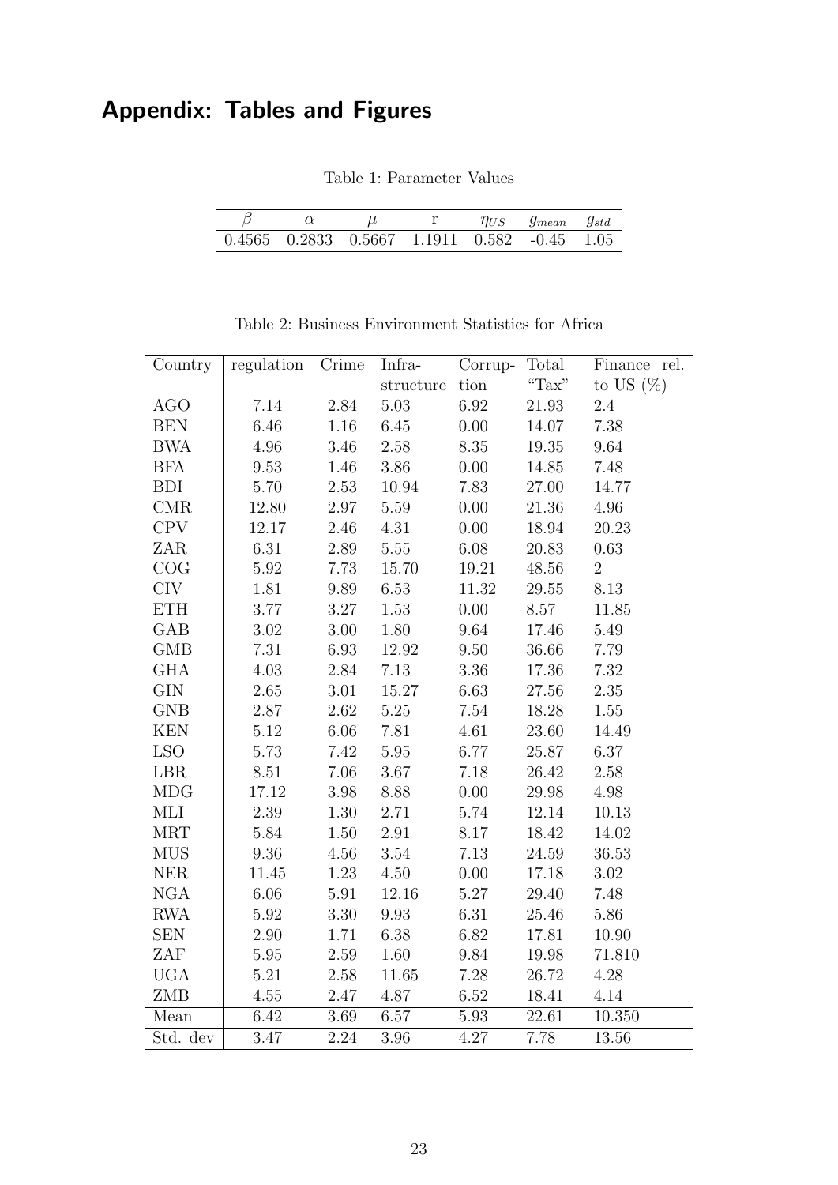# Appendix: Tables and Figures

Table 1: Parameter Values

| $\beta$ | $\alpha$ | $\mu$ | r | $\eta_{US}$ | $g_{mean}$ | $g_{std}$ |
|---|---|---|---|---|---|---|
| 0.4565 | 0.2833 | 0.5667 | 1.1911 | 0.582 | -0.45 | 1.05 |

Table 2: Business Environment Statistics for Africa

| Country | regulation | Crime | Infra-structure | Corrup-tion | Total "Tax" | Finance rel. to US (%) |
|---|---|---|---|---|---|---|
| AGO | 7.14 | 2.84 | 5.03 | 6.92 | 21.93 | 2.4 |
| BEN | 6.46 | 1.16 | 6.45 | 0.00 | 14.07 | 7.38 |
| BWA | 4.96 | 3.46 | 2.58 | 8.35 | 19.35 | 9.64 |
| BFA | 9.53 | 1.46 | 3.86 | 0.00 | 14.85 | 7.48 |
| BDI | 5.70 | 2.53 | 10.94 | 7.83 | 27.00 | 14.77 |
| CMR | 12.80 | 2.97 | 5.59 | 0.00 | 21.36 | 4.96 |
| CPV | 12.17 | 2.46 | 4.31 | 0.00 | 18.94 | 20.23 |
| ZAR | 6.31 | 2.89 | 5.55 | 6.08 | 20.83 | 0.63 |
| COG | 5.92 | 7.73 | 15.70 | 19.21 | 48.56 | 2 |
| CIV | 1.81 | 9.89 | 6.53 | 11.32 | 29.55 | 8.13 |
| ETH | 3.77 | 3.27 | 1.53 | 0.00 | 8.57 | 11.85 |
| GAB | 3.02 | 3.00 | 1.80 | 9.64 | 17.46 | 5.49 |
| GMB | 7.31 | 6.93 | 12.92 | 9.50 | 36.66 | 7.79 |
| GHA | 4.03 | 2.84 | 7.13 | 3.36 | 17.36 | 7.32 |
| GIN | 2.65 | 3.01 | 15.27 | 6.63 | 27.56 | 2.35 |
| GNB | 2.87 | 2.62 | 5.25 | 7.54 | 18.28 | 1.55 |
| KEN | 5.12 | 6.06 | 7.81 | 4.61 | 23.60 | 14.49 |
| LSO | 5.73 | 7.42 | 5.95 | 6.77 | 25.87 | 6.37 |
| LBR | 8.51 | 7.06 | 3.67 | 7.18 | 26.42 | 2.58 |
| MDG | 17.12 | 3.98 | 8.88 | 0.00 | 29.98 | 4.98 |
| MLI | 2.39 | 1.30 | 2.71 | 5.74 | 12.14 | 10.13 |
| MRT | 5.84 | 1.50 | 2.91 | 8.17 | 18.42 | 14.02 |
| MUS | 9.36 | 4.56 | 3.54 | 7.13 | 24.59 | 36.53 |
| NER | 11.45 | 1.23 | 4.50 | 0.00 | 17.18 | 3.02 |
| NGA | 6.06 | 5.91 | 12.16 | 5.27 | 29.40 | 7.48 |
| RWA | 5.92 | 3.30 | 9.93 | 6.31 | 25.46 | 5.86 |
| SEN | 2.90 | 1.71 | 6.38 | 6.82 | 17.81 | 10.90 |
| ZAF | 5.95 | 2.59 | 1.60 | 9.84 | 19.98 | 71.810 |
| UGA | 5.21 | 2.58 | 11.65 | 7.28 | 26.72 | 4.28 |
| ZMB | 4.55 | 2.47 | 4.87 | 6.52 | 18.41 | 4.14 |
| Mean | 6.42 | 3.69 | 6.57 | 5.93 | 22.61 | 10.350 |
| Std. dev | 3.47 | 2.24 | 3.96 | 4.27 | 7.78 | 13.56 |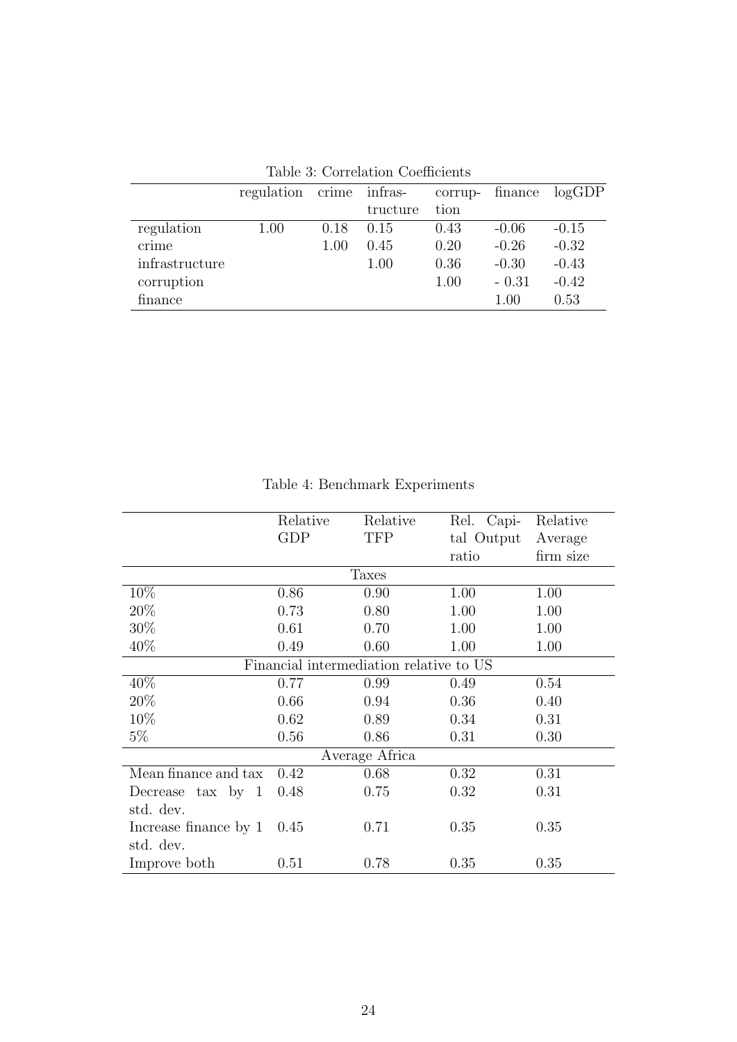Table 3: Correlation Coefficients

| | regulation | crime | infrastructure | corruption | finance | logGDP |
|---|---|---|---|---|---|---|
| regulation | 1.00 | 0.18 | 0.15 | 0.43 | -0.06 | -0.15 |
| crime | | 1.00 | 0.45 | 0.20 | -0.26 | -0.32 |
| infrastructure | | | 1.00 | 0.36 | -0.30 | -0.43 |
| corruption | | | | 1.00 | - 0.31 | -0.42 |
| finance | | | | | 1.00 | 0.53 |

Table 4: Benchmark Experiments

| | Relative GDP | Relative TFP | Rel. Capital Output ratio | Relative Average firm size |
|---|---|---|---|---|
| | | Taxes | | |
| 10% | 0.86 | 0.90 | 1.00 | 1.00 |
| 20% | 0.73 | 0.80 | 1.00 | 1.00 |
| 30% | 0.61 | 0.70 | 1.00 | 1.00 |
| 40% | 0.49 | 0.60 | 1.00 | 1.00 |
| | Financial intermediation relative to US | | | |
| 40% | 0.77 | 0.99 | 0.49 | 0.54 |
| 20% | 0.66 | 0.94 | 0.36 | 0.40 |
| 10% | 0.62 | 0.89 | 0.34 | 0.31 |
| 5% | 0.56 | 0.86 | 0.31 | 0.30 |
| | | Average Africa | | |
| Mean finance and tax | 0.42 | 0.68 | 0.32 | 0.31 |
| Decrease tax by 1 std. dev. | 0.48 | 0.75 | 0.32 | 0.31 |
| Increase finance by 1 std. dev. | 0.45 | 0.71 | 0.35 | 0.35 |
| Improve both | 0.51 | 0.78 | 0.35 | 0.35 |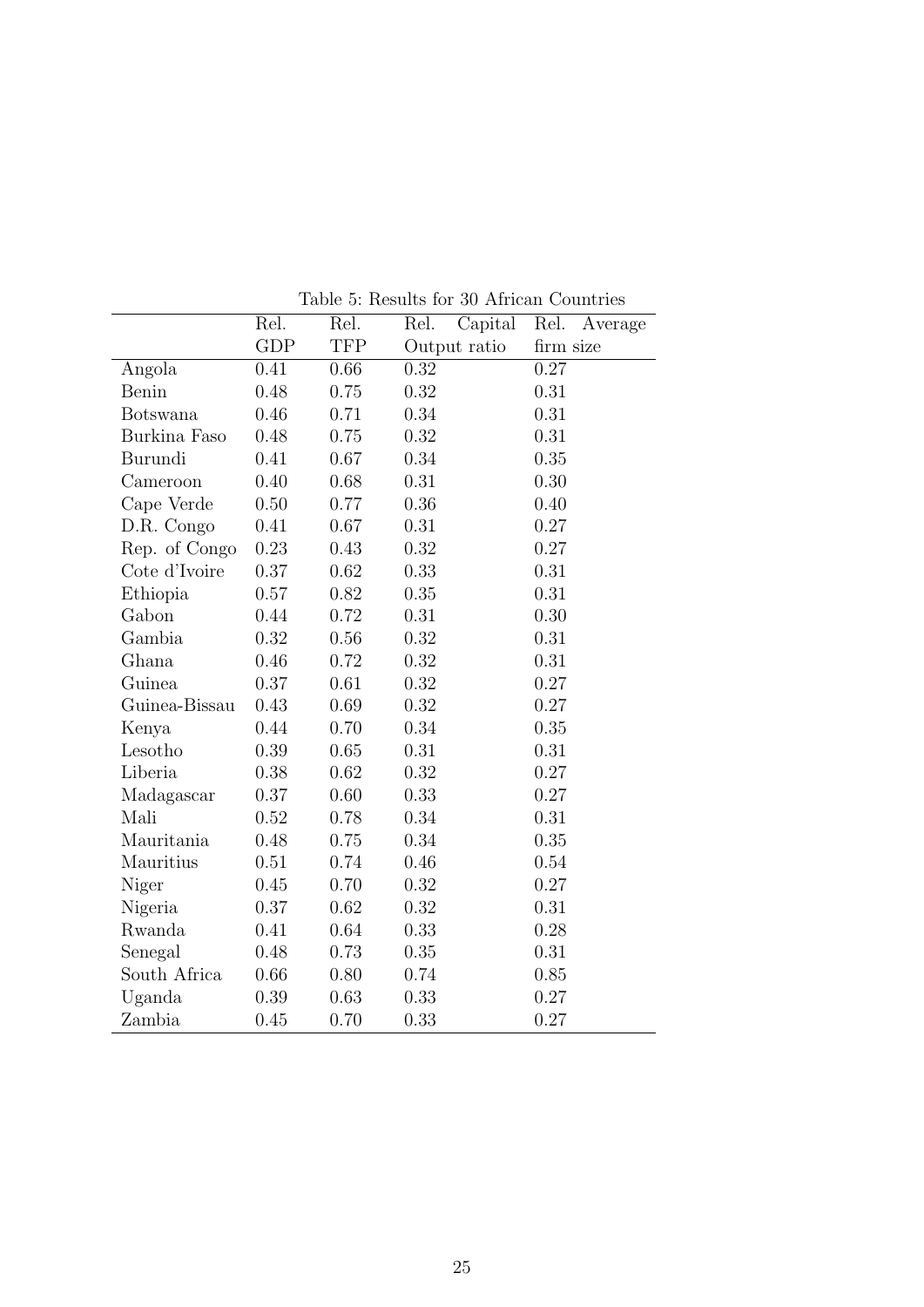Table 5: Results for 30 African Countries

| | Rel. GDP | Rel. TFP | Rel. Capital Output ratio | Rel. Average firm size |
|---|---|---|---|---|
| Angola | 0.41 | 0.66 | 0.32 | 0.27 |
| Benin | 0.48 | 0.75 | 0.32 | 0.31 |
| Botswana | 0.46 | 0.71 | 0.34 | 0.31 |
| Burkina Faso | 0.48 | 0.75 | 0.32 | 0.31 |
| Burundi | 0.41 | 0.67 | 0.34 | 0.35 |
| Cameroon | 0.40 | 0.68 | 0.31 | 0.30 |
| Cape Verde | 0.50 | 0.77 | 0.36 | 0.40 |
| D.R. Congo | 0.41 | 0.67 | 0.31 | 0.27 |
| Rep. of Congo | 0.23 | 0.43 | 0.32 | 0.27 |
| Cote d'Ivoire | 0.37 | 0.62 | 0.33 | 0.31 |
| Ethiopia | 0.57 | 0.82 | 0.35 | 0.31 |
| Gabon | 0.44 | 0.72 | 0.31 | 0.30 |
| Gambia | 0.32 | 0.56 | 0.32 | 0.31 |
| Ghana | 0.46 | 0.72 | 0.32 | 0.31 |
| Guinea | 0.37 | 0.61 | 0.32 | 0.27 |
| Guinea-Bissau | 0.43 | 0.69 | 0.32 | 0.27 |
| Kenya | 0.44 | 0.70 | 0.34 | 0.35 |
| Lesotho | 0.39 | 0.65 | 0.31 | 0.31 |
| Liberia | 0.38 | 0.62 | 0.32 | 0.27 |
| Madagascar | 0.37 | 0.60 | 0.33 | 0.27 |
| Mali | 0.52 | 0.78 | 0.34 | 0.31 |
| Mauritania | 0.48 | 0.75 | 0.34 | 0.35 |
| Mauritius | 0.51 | 0.74 | 0.46 | 0.54 |
| Niger | 0.45 | 0.70 | 0.32 | 0.27 |
| Nigeria | 0.37 | 0.62 | 0.32 | 0.31 |
| Rwanda | 0.41 | 0.64 | 0.33 | 0.28 |
| Senegal | 0.48 | 0.73 | 0.35 | 0.31 |
| South Africa | 0.66 | 0.80 | 0.74 | 0.85 |
| Uganda | 0.39 | 0.63 | 0.33 | 0.27 |
| Zambia | 0.45 | 0.70 | 0.33 | 0.27 |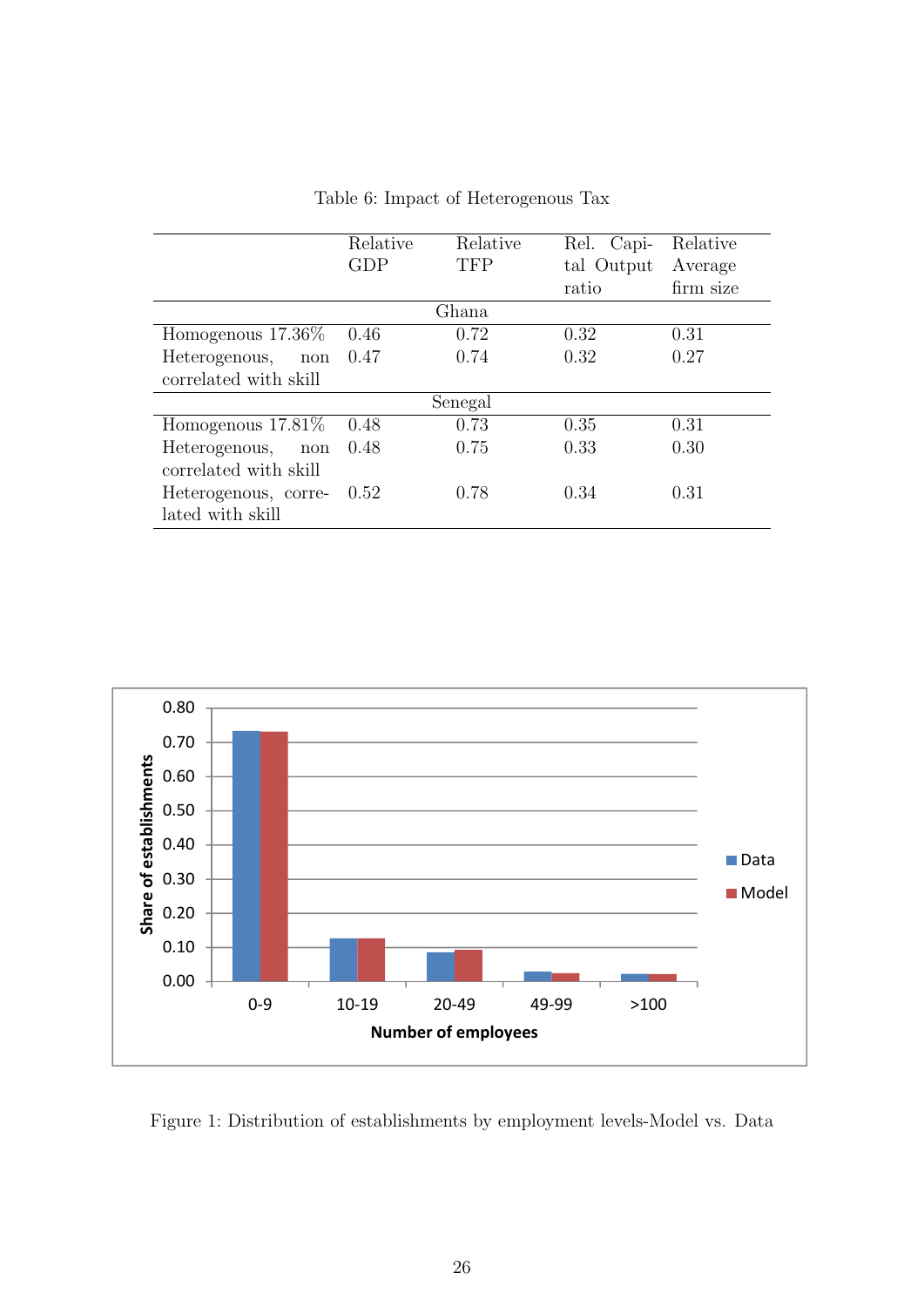Table 6: Impact of Heterogenous Tax

| | Relative GDP | Relative TFP | Rel. Capital Output ratio | Relative Average firm size |
|---|---|---|---|---|
| **Ghana** | | | | |
| Homogenous 17.36% | 0.46 | 0.72 | 0.32 | 0.31 |
| Heterogenous, non correlated with skill | 0.47 | 0.74 | 0.32 | 0.27 |
| **Senegal** | | | | |
| Homogenous 17.81% | 0.48 | 0.73 | 0.35 | 0.31 |
| Heterogenous, non correlated with skill | 0.48 | 0.75 | 0.33 | 0.30 |
| Heterogenous, correlated with skill | 0.52 | 0.78 | 0.34 | 0.31 |

Figure 1: Distribution of establishments by employment levels-Model vs. Data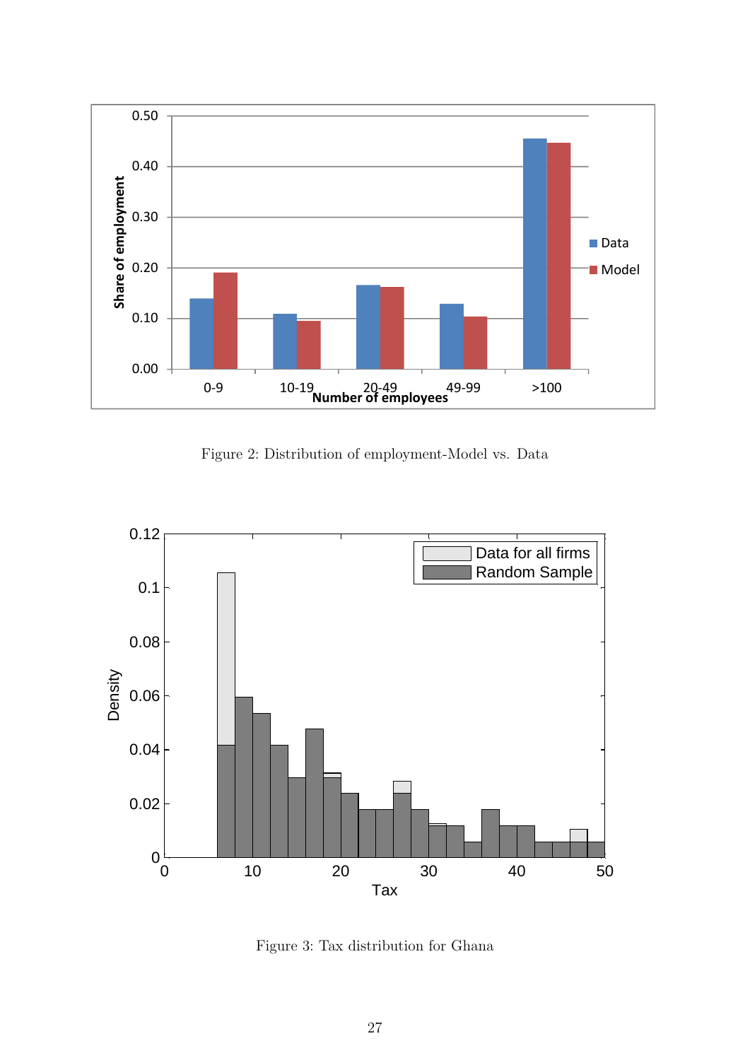Figure 2: Distribution of employment-Model vs. Data

Figure 3: Tax distribution for Ghana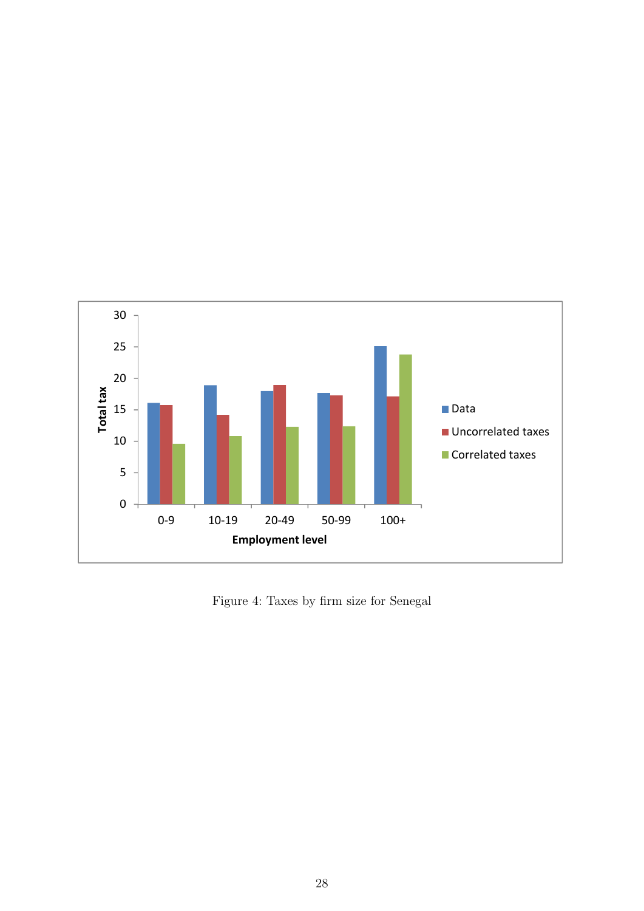30
25
20
15
10
5
0

Total tax

0-9
10-19
20-49
50-99
100+

Employment level

Data
Uncorrelated taxes
Correlated taxes

Figure 4: Taxes by firm size for Senegal